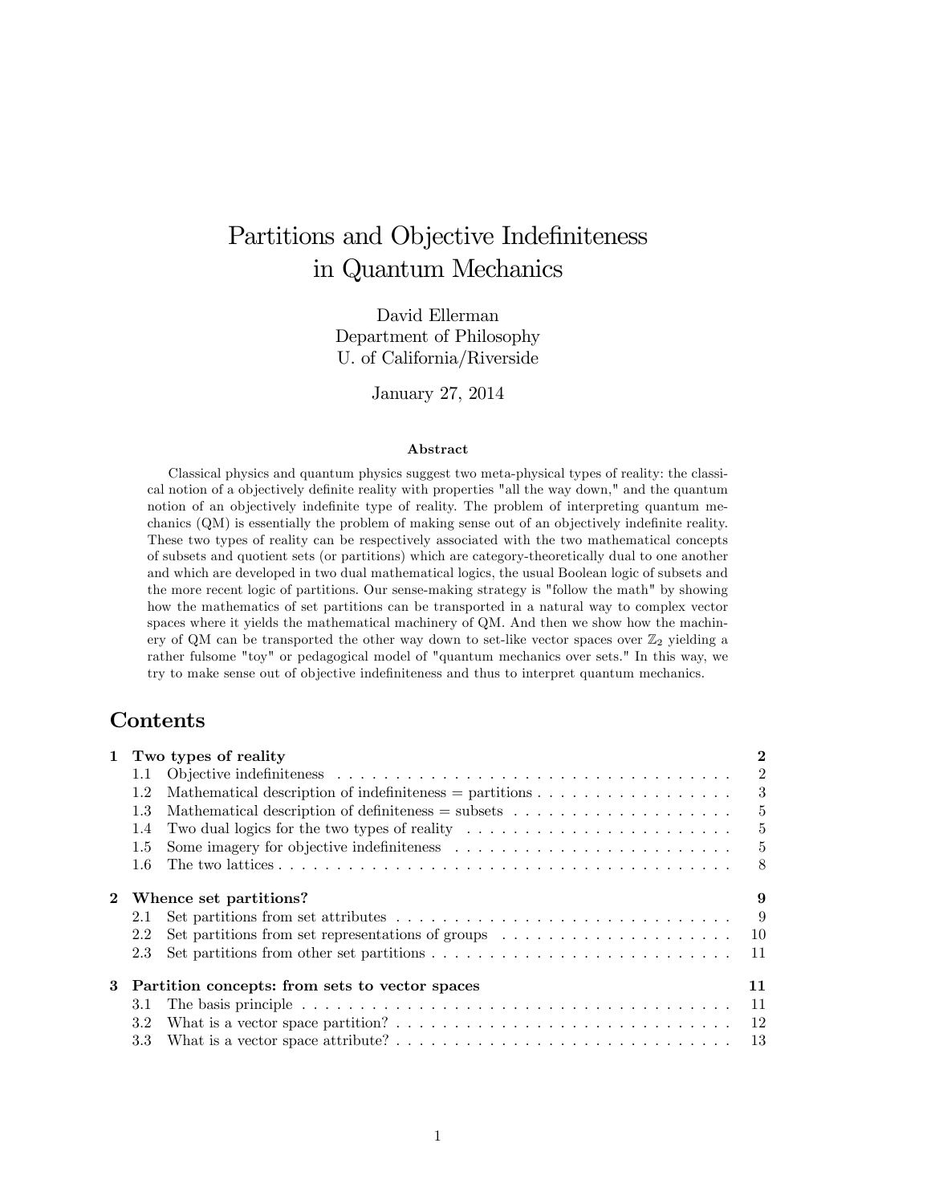# Partitions and Objective Indefiniteness in Quantum Mechanics

David Ellerman
Department of Philosophy
U. of California/Riverside

January 27, 2014

### Abstract

Classical physics and quantum physics suggest two meta-physical types of reality: the classical notion of a objectively definite reality with properties "all the way down," and the quantum notion of an objectively indefinite type of reality. The problem of interpreting quantum mechanics (QM) is essentially the problem of making sense out of an objectively indefinite reality. These two types of reality can be respectively associated with the two mathematical concepts of subsets and quotient sets (or partitions) which are category-theoretically dual to one another and which are developed in two dual mathematical logics, the usual Boolean logic of subsets and the more recent logic of partitions. Our sense-making strategy is "follow the math" by showing how the mathematics of set partitions can be transported in a natural way to complex vector spaces where it yields the mathematical machinery of QM. And then we show how the machinery of QM can be transported the other way down to set-like vector spaces over $\mathbb{Z}_2$ yielding a rather fulsome "toy" or pedagogical model of "quantum mechanics over sets." In this way, we try to make sense out of objective indefiniteness and thus to interpret quantum mechanics.

## Contents

**1 Two types of reality** — **2**
- 1.1 Objective indefiniteness — 2
- 1.2 Mathematical description of indefiniteness = partitions — 3
- 1.3 Mathematical description of definiteness = subsets — 5
- 1.4 Two dual logics for the two types of reality — 5
- 1.5 Some imagery for objective indefiniteness — 5
- 1.6 The two lattices — 8

**2 Whence set partitions?** — **9**
- 2.1 Set partitions from set attributes — 9
- 2.2 Set partitions from set representations of groups — 10
- 2.3 Set partitions from other set partitions — 11

**3 Partition concepts: from sets to vector spaces** — **11**
- 3.1 The basis principle — 11
- 3.2 What is a vector space partition? — 12
- 3.3 What is a vector space attribute? — 13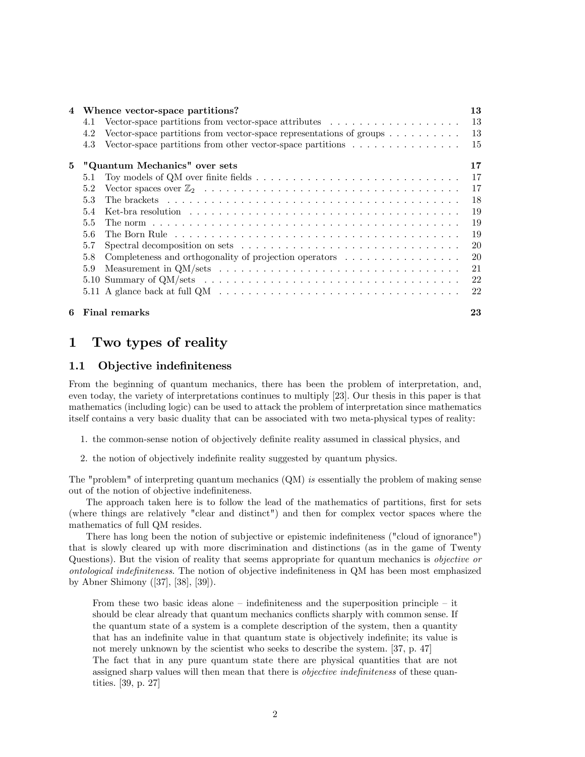| | | |
|---|---|---|
| **4** | **Whence vector-space partitions?** | **13** |
| 4.1 | Vector-space partitions from vector-space attributes | 13 |
| 4.2 | Vector-space partitions from vector-space representations of groups | 13 |
| 4.3 | Vector-space partitions from other vector-space partitions | 15 |
| **5** | **"Quantum Mechanics" over sets** | **17** |
| 5.1 | Toy models of QM over finite fields | 17 |
| 5.2 | Vector spaces over $\mathbb{Z}_2$ | 17 |
| 5.3 | The brackets | 18 |
| 5.4 | Ket-bra resolution | 19 |
| 5.5 | The norm | 19 |
| 5.6 | The Born Rule | 19 |
| 5.7 | Spectral decomposition on sets | 20 |
| 5.8 | Completeness and orthogonality of projection operators | 20 |
| 5.9 | Measurement in QM/sets | 21 |
| 5.10 | Summary of QM/sets | 22 |
| 5.11 | A glance back at full QM | 22 |
| **6** | **Final remarks** | **23** |

# 1 Two types of reality

## 1.1 Objective indefiniteness

From the beginning of quantum mechanics, there has been the problem of interpretation, and, even today, the variety of interpretations continues to multiply [23]. Our thesis in this paper is that mathematics (including logic) can be used to attack the problem of interpretation since mathematics itself contains a very basic duality that can be associated with two meta-physical types of reality:

1. the common-sense notion of objectively definite reality assumed in classical physics, and
2. the notion of objectively indefinite reality suggested by quantum physics.

The "problem" of interpreting quantum mechanics (QM) *is* essentially the problem of making sense out of the notion of objective indefiniteness.

The approach taken here is to follow the lead of the mathematics of partitions, first for sets (where things are relatively "clear and distinct") and then for complex vector spaces where the mathematics of full QM resides.

There has long been the notion of subjective or epistemic indefiniteness ("cloud of ignorance") that is slowly cleared up with more discrimination and distinctions (as in the game of Twenty Questions). But the vision of reality that seems appropriate for quantum mechanics is *objective or ontological indefiniteness*. The notion of objective indefiniteness in QM has been most emphasized by Abner Shimony ([37], [38], [39]).

> From these two basic ideas alone – indefiniteness and the superposition principle – it should be clear already that quantum mechanics conflicts sharply with common sense. If the quantum state of a system is a complete description of the system, then a quantity that has an indefinite value in that quantum state is objectively indefinite; its value is not merely unknown by the scientist who seeks to describe the system. [37, p. 47]
> The fact that in any pure quantum state there are physical quantities that are not assigned sharp values will then mean that there is *objective indefiniteness* of these quantities. [39, p. 27]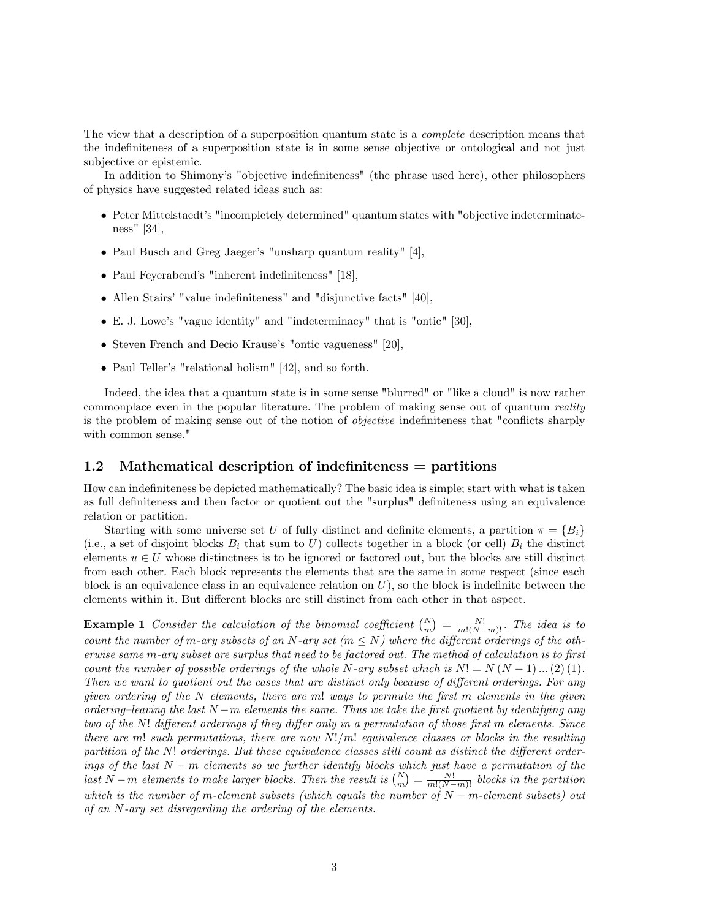The view that a description of a superposition quantum state is a *complete* description means that the indefiniteness of a superposition state is in some sense objective or ontological and not just subjective or epistemic.

In addition to Shimony's "objective indefiniteness" (the phrase used here), other philosophers of physics have suggested related ideas such as:

- Peter Mittelstaedt's "incompletely determined" quantum states with "objective indeterminateness" [34],
- Paul Busch and Greg Jaeger's "unsharp quantum reality" [4],
- Paul Feyerabend's "inherent indefiniteness" [18],
- Allen Stairs' "value indefiniteness" and "disjunctive facts" [40],
- E. J. Lowe's "vague identity" and "indeterminacy" that is "ontic" [30],
- Steven French and Decio Krause's "ontic vagueness" [20],
- Paul Teller's "relational holism" [42], and so forth.

Indeed, the idea that a quantum state is in some sense "blurred" or "like a cloud" is now rather commonplace even in the popular literature. The problem of making sense out of quantum *reality* is the problem of making sense out of the notion of *objective* indefiniteness that "conflicts sharply with common sense."

## 1.2 Mathematical description of indefiniteness = partitions

How can indefiniteness be depicted mathematically? The basic idea is simple; start with what is taken as full definiteness and then factor or quotient out the "surplus" definiteness using an equivalence relation or partition.

Starting with some universe set $U$ of fully distinct and definite elements, a partition $\pi = \{B_i\}$ (i.e., a set of disjoint blocks $B_i$ that sum to $U$) collects together in a block (or cell) $B_i$ the distinct elements $u \in U$ whose distinctness is to be ignored or factored out, but the blocks are still distinct from each other. Each block represents the elements that are the same in some respect (since each block is an equivalence class in an equivalence relation on $U$), so the block is indefinite between the elements within it. But different blocks are still distinct from each other in that aspect.

**Example 1** *Consider the calculation of the binomial coefficient* $\binom{N}{m} = \frac{N!}{m!(N-m)!}$. *The idea is to count the number of* $m$*-ary subsets of an* $N$*-ary set (*$m \leq N$*) where the different orderings of the otherwise same* $m$*-ary subset are surplus that need to be factored out. The method of calculation is to first count the number of possible orderings of the whole* $N$*-ary subset which is* $N! = N(N-1)\dots(2)(1)$*. Then we want to quotient out the cases that are distinct only because of different orderings. For any given ordering of the* $N$ *elements, there are* $m!$ *ways to permute the first* $m$ *elements in the given ordering–leaving the last* $N-m$ *elements the same. Thus we take the first quotient by identifying any two of the* $N!$ *different orderings if they differ only in a permutation of those first* $m$ *elements. Since there are* $m!$ *such permutations, there are now* $N!/m!$ *equivalence classes or blocks in the resulting partition of the* $N!$ *orderings. But these equivalence classes still count as distinct the different orderings of the last* $N-m$ *elements so we further identify blocks which just have a permutation of the last* $N-m$ *elements to make larger blocks. Then the result is* $\binom{N}{m} = \frac{N!}{m!(N-m)!}$ *blocks in the partition which is the number of* $m$*-element subsets (which equals the number of* $N-m$*-element subsets) out of an* $N$*-ary set disregarding the ordering of the elements.*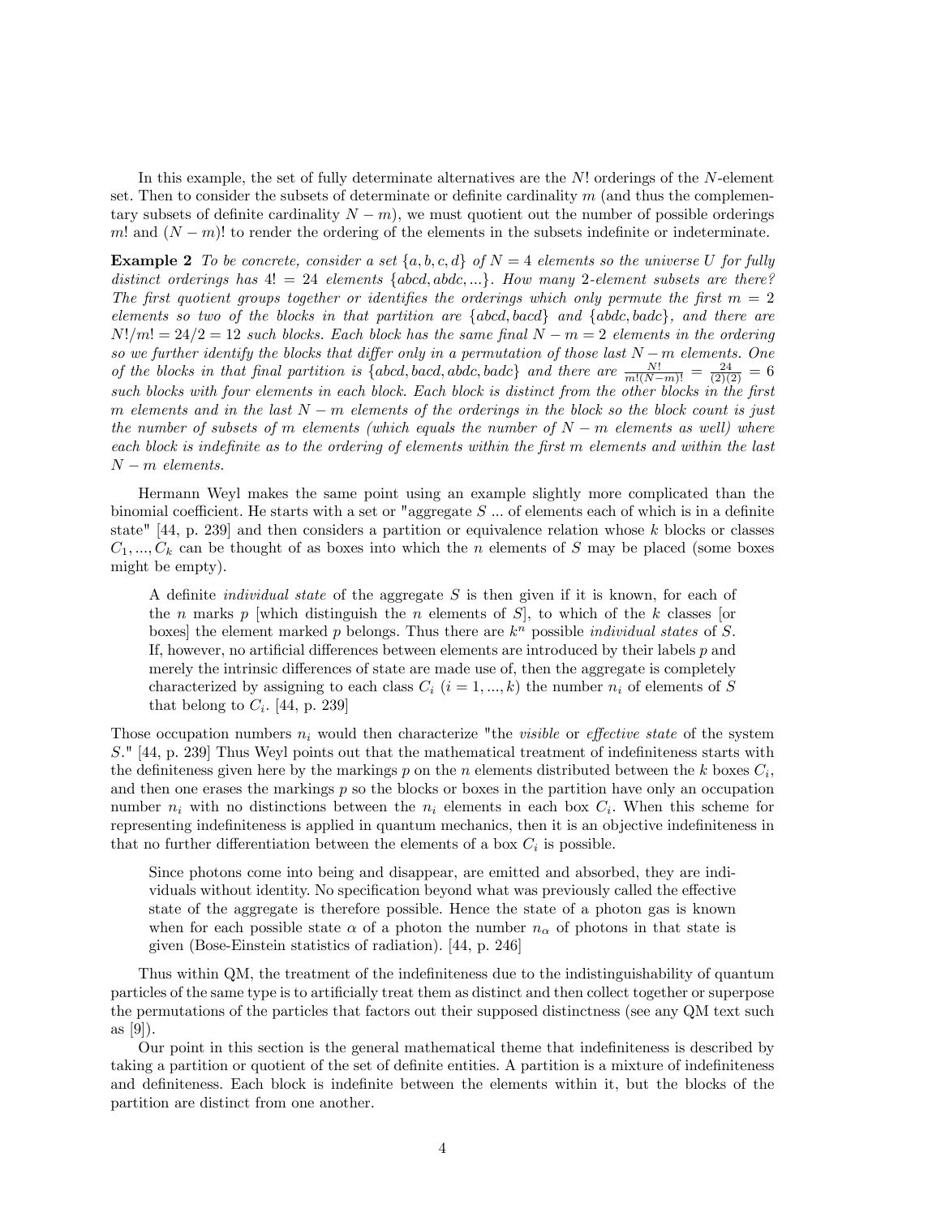In this example, the set of fully determinate alternatives are the $N!$ orderings of the $N$-element set. Then to consider the subsets of determinate or definite cardinality $m$ (and thus the complementary subsets of definite cardinality $N-m$), we must quotient out the number of possible orderings $m!$ and $(N-m)!$ to render the ordering of the elements in the subsets indefinite or indeterminate.

**Example 2** *To be concrete, consider a set* $\{a,b,c,d\}$ *of* $N=4$ *elements so the universe* $U$ *for fully distinct orderings has* $4!=24$ *elements* $\{abcd, abdc, ...\}$*. How many 2-element subsets are there? The first quotient groups together or identifies the orderings which only permute the first* $m=2$ *elements so two of the blocks in that partition are* $\{abcd, bacd\}$ *and* $\{abdc, badc\}$*, and there are* $N!/m! = 24/2 = 12$ *such blocks. Each block has the same final* $N-m=2$ *elements in the ordering so we further identify the blocks that differ only in a permutation of those last* $N-m$ *elements. One of the blocks in that final partition is* $\{abcd, bacd, abdc, badc\}$ *and there are* $\frac{N!}{m!(N-m)!} = \frac{24}{(2)(2)} = 6$ *such blocks with four elements in each block. Each block is distinct from the other blocks in the first* $m$ *elements and in the last* $N-m$ *elements of the orderings in the block so the block count is just the number of subsets of* $m$ *elements (which equals the number of* $N-m$ *elements as well) where each block is indefinite as to the ordering of elements within the first* $m$ *elements and within the last* $N-m$ *elements.*

Hermann Weyl makes the same point using an example slightly more complicated than the binomial coefficient. He starts with a set or "aggregate $S$ ... of elements each of which is in a definite state" [44, p. 239] and then considers a partition or equivalence relation whose $k$ blocks or classes $C_1, ..., C_k$ can be thought of as boxes into which the $n$ elements of $S$ may be placed (some boxes might be empty).

> A definite *individual state* of the aggregate $S$ is then given if it is known, for each of the $n$ marks $p$ [which distinguish the $n$ elements of $S$], to which of the $k$ classes [or boxes] the element marked $p$ belongs. Thus there are $k^n$ possible *individual states* of $S$. If, however, no artificial differences between elements are introduced by their labels $p$ and merely the intrinsic differences of state are made use of, then the aggregate is completely characterized by assigning to each class $C_i$ $(i=1,...,k)$ the number $n_i$ of elements of $S$ that belong to $C_i$. [44, p. 239]

Those occupation numbers $n_i$ would then characterize "the *visible* or *effective state* of the system $S$." [44, p. 239] Thus Weyl points out that the mathematical treatment of indefiniteness starts with the definiteness given here by the markings $p$ on the $n$ elements distributed between the $k$ boxes $C_i$, and then one erases the markings $p$ so the blocks or boxes in the partition have only an occupation number $n_i$ with no distinctions between the $n_i$ elements in each box $C_i$. When this scheme for representing indefiniteness is applied in quantum mechanics, then it is an objective indefiniteness in that no further differentiation between the elements of a box $C_i$ is possible.

> Since photons come into being and disappear, are emitted and absorbed, they are individuals without identity. No specification beyond what was previously called the effective state of the aggregate is therefore possible. Hence the state of a photon gas is known when for each possible state $\alpha$ of a photon the number $n_\alpha$ of photons in that state is given (Bose-Einstein statistics of radiation). [44, p. 246]

Thus within QM, the treatment of the indefiniteness due to the indistinguishability of quantum particles of the same type is to artificially treat them as distinct and then collect together or superpose the permutations of the particles that factors out their supposed distinctness (see any QM text such as [9]).

Our point in this section is the general mathematical theme that indefiniteness is described by taking a partition or quotient of the set of definite entities. A partition is a mixture of indefiniteness and definiteness. Each block is indefinite between the elements within it, but the blocks of the partition are distinct from one another.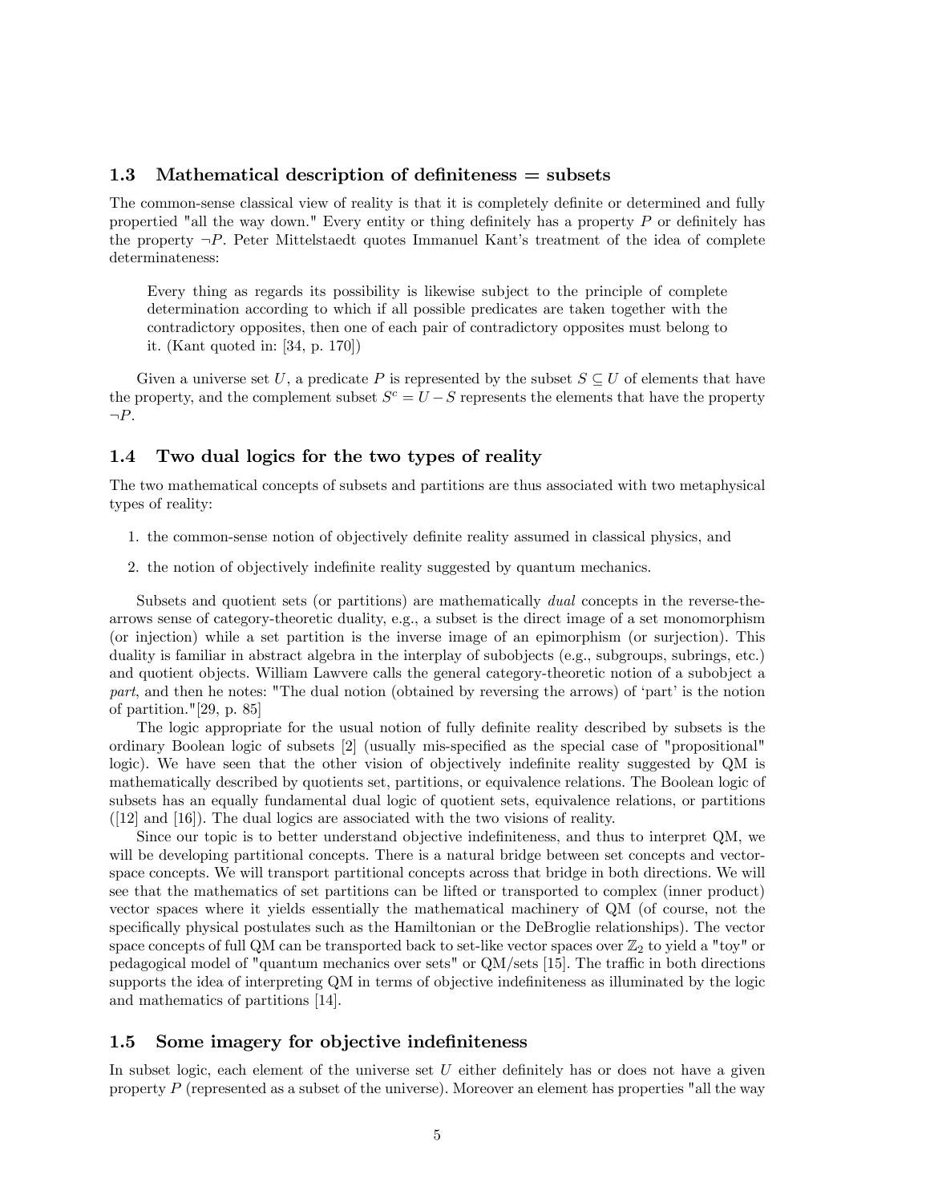### 1.3 Mathematical description of definiteness = subsets

The common-sense classical view of reality is that it is completely definite or determined and fully propertied "all the way down." Every entity or thing definitely has a property $P$ or definitely has the property $\neg P$. Peter Mittelstaedt quotes Immanuel Kant's treatment of the idea of complete determinateness:

> Every thing as regards its possibility is likewise subject to the principle of complete determination according to which if all possible predicates are taken together with the contradictory opposites, then one of each pair of contradictory opposites must belong to it. (Kant quoted in: [34, p. 170])

Given a universe set $U$, a predicate $P$ is represented by the subset $S \subseteq U$ of elements that have the property, and the complement subset $S^c = U - S$ represents the elements that have the property $\neg P$.

### 1.4 Two dual logics for the two types of reality

The two mathematical concepts of subsets and partitions are thus associated with two metaphysical types of reality:

1. the common-sense notion of objectively definite reality assumed in classical physics, and
2. the notion of objectively indefinite reality suggested by quantum mechanics.

Subsets and quotient sets (or partitions) are mathematically *dual* concepts in the reverse-the-arrows sense of category-theoretic duality, e.g., a subset is the direct image of a set monomorphism (or injection) while a set partition is the inverse image of an epimorphism (or surjection). This duality is familiar in abstract algebra in the interplay of subobjects (e.g., subgroups, subrings, etc.) and quotient objects. William Lawvere calls the general category-theoretic notion of a subobject a *part*, and then he notes: "The dual notion (obtained by reversing the arrows) of 'part' is the notion of partition."[29, p. 85]

The logic appropriate for the usual notion of fully definite reality described by subsets is the ordinary Boolean logic of subsets [2] (usually mis-specified as the special case of "propositional" logic). We have seen that the other vision of objectively indefinite reality suggested by QM is mathematically described by quotients set, partitions, or equivalence relations. The Boolean logic of subsets has an equally fundamental dual logic of quotient sets, equivalence relations, or partitions ([12] and [16]). The dual logics are associated with the two visions of reality.

Since our topic is to better understand objective indefiniteness, and thus to interpret QM, we will be developing partitional concepts. There is a natural bridge between set concepts and vector-space concepts. We will transport partitional concepts across that bridge in both directions. We will see that the mathematics of set partitions can be lifted or transported to complex (inner product) vector spaces where it yields essentially the mathematical machinery of QM (of course, not the specifically physical postulates such as the Hamiltonian or the DeBroglie relationships). The vector space concepts of full QM can be transported back to set-like vector spaces over $\mathbb{Z}_2$ to yield a "toy" or pedagogical model of "quantum mechanics over sets" or QM/sets [15]. The traffic in both directions supports the idea of interpreting QM in terms of objective indefiniteness as illuminated by the logic and mathematics of partitions [14].

### 1.5 Some imagery for objective indefiniteness

In subset logic, each element of the universe set $U$ either definitely has or does not have a given property $P$ (represented as a subset of the universe). Moreover an element has properties "all the way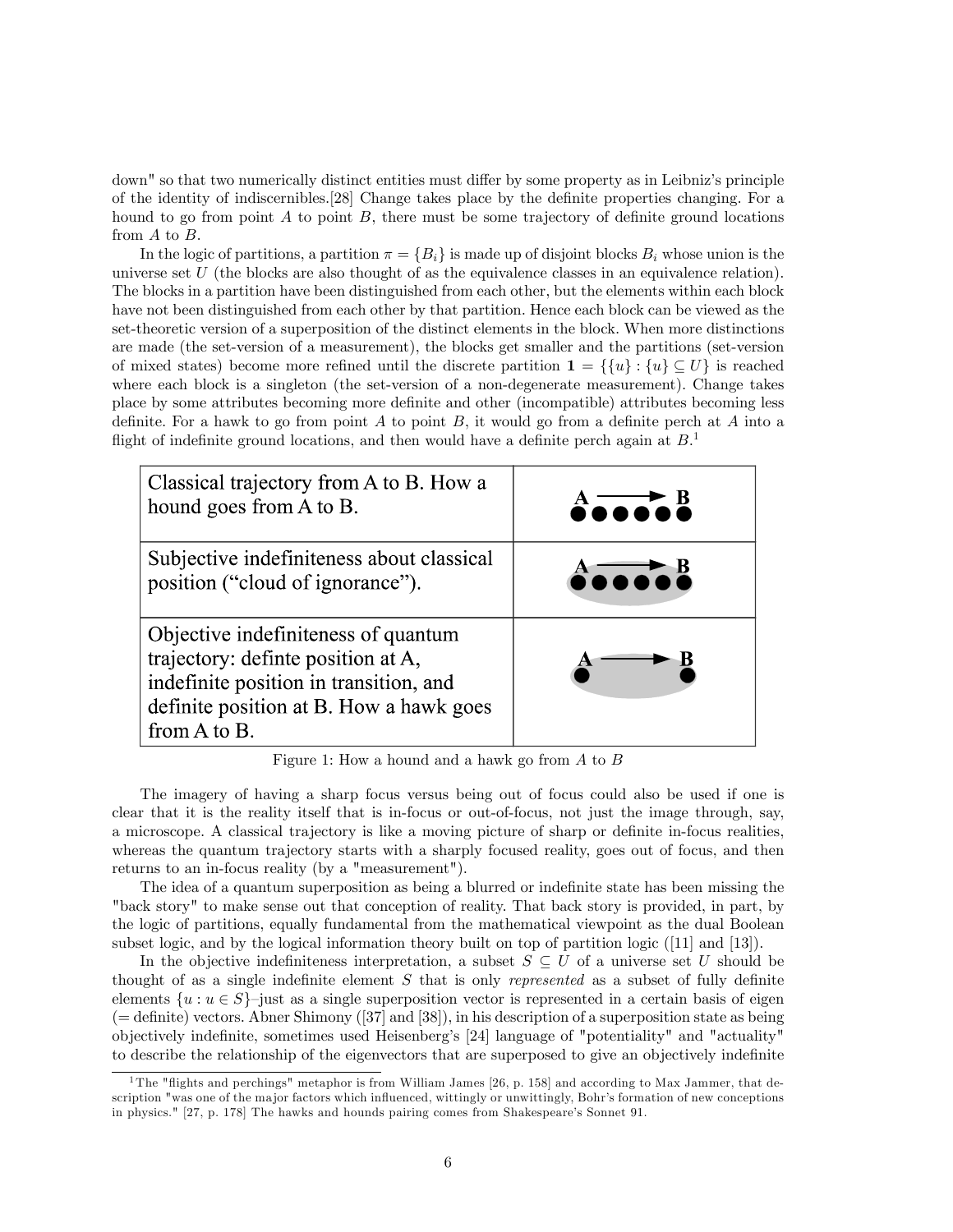down" so that two numerically distinct entities must differ by some property as in Leibniz's principle of the identity of indiscernibles.[28] Change takes place by the definite properties changing. For a hound to go from point $A$ to point $B$, there must be some trajectory of definite ground locations from $A$ to $B$.

In the logic of partitions, a partition $\pi = \{B_i\}$ is made up of disjoint blocks $B_i$ whose union is the universe set $U$ (the blocks are also thought of as the equivalence classes in an equivalence relation). The blocks in a partition have been distinguished from each other, but the elements within each block have not been distinguished from each other by that partition. Hence each block can be viewed as the set-theoretic version of a superposition of the distinct elements in the block. When more distinctions are made (the set-version of a measurement), the blocks get smaller and the partitions (set-version of mixed states) become more refined until the discrete partition $\mathbf{1} = \{\{u\} : \{u\} \subseteq U\}$ is reached where each block is a singleton (the set-version of a non-degenerate measurement). Change takes place by some attributes becoming more definite and other (incompatible) attributes becoming less definite. For a hawk to go from point $A$ to point $B$, it would go from a definite perch at $A$ into a flight of indefinite ground locations, and then would have a definite perch again at $B$.[1]

| | |
|---|---|
| Classical trajectory from A to B. How a hound goes from A to B. | A ⟶ B ●●●●●● |
| Subjective indefiniteness about classical position ("cloud of ignorance"). | A ⟶ B ●●●●●● (shaded) |
| Objective indefiniteness of quantum trajectory: definte position at A, indefinite position in transition, and definite position at B. How a hawk goes from A to B. | A ⟶ B ● ● (shaded) |

Figure 1: How a hound and a hawk go from $A$ to $B$

The imagery of having a sharp focus versus being out of focus could also be used if one is clear that it is the reality itself that is in-focus or out-of-focus, not just the image through, say, a microscope. A classical trajectory is like a moving picture of sharp or definite in-focus realities, whereas the quantum trajectory starts with a sharply focused reality, goes out of focus, and then returns to an in-focus reality (by a "measurement").

The idea of a quantum superposition as being a blurred or indefinite state has been missing the "back story" to make sense out that conception of reality. That back story is provided, in part, by the logic of partitions, equally fundamental from the mathematical viewpoint as the dual Boolean subset logic, and by the logical information theory built on top of partition logic ([11] and [13]).

In the objective indefiniteness interpretation, a subset $S \subseteq U$ of a universe set $U$ should be thought of as a single indefinite element $S$ that is only *represented* as a subset of fully definite elements $\{u : u \in S\}$–just as a single superposition vector is represented in a certain basis of eigen (= definite) vectors. Abner Shimony ([37] and [38]), in his description of a superposition state as being objectively indefinite, sometimes used Heisenberg's [24] language of "potentiality" and "actuality" to describe the relationship of the eigenvectors that are superposed to give an objectively indefinite

[1] The "flights and perchings" metaphor is from William James [26, p. 158] and according to Max Jammer, that description "was one of the major factors which influenced, wittingly or unwittingly, Bohr's formation of new conceptions in physics." [27, p. 178] The hawks and hounds pairing comes from Shakespeare's Sonnet 91.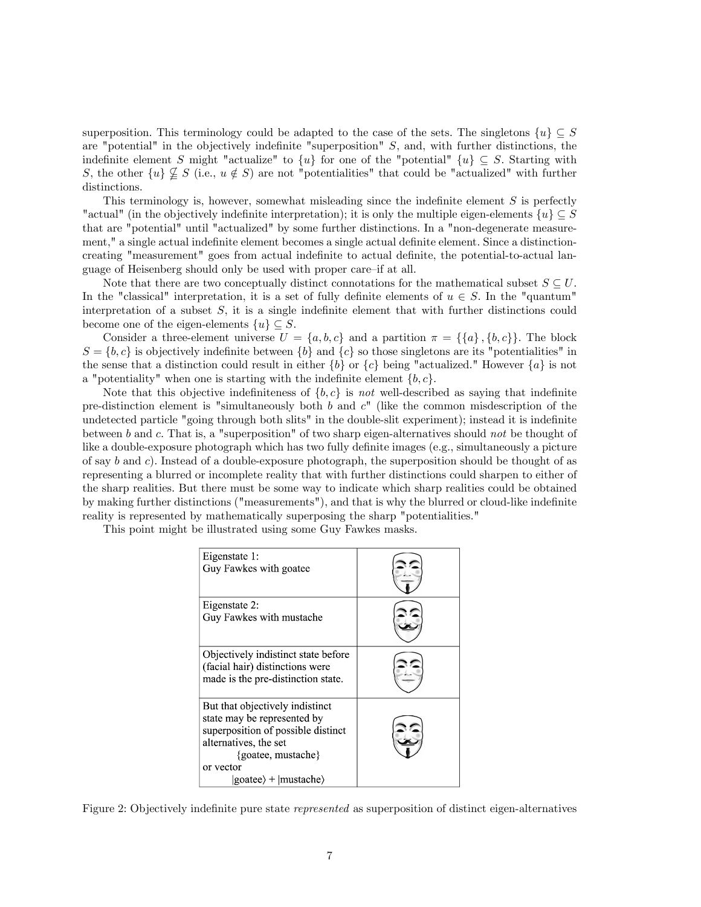superposition. This terminology could be adapted to the case of the sets. The singletons $\{u\} \subseteq S$ are "potential" in the objectively indefinite "superposition" $S$, and, with further distinctions, the indefinite element $S$ might "actualize" to $\{u\}$ for one of the "potential" $\{u\} \subseteq S$. Starting with $S$, the other $\{u\} \nsubseteq S$ (i.e., $u \notin S$) are not "potentialities" that could be "actualized" with further distinctions.

This terminology is, however, somewhat misleading since the indefinite element $S$ is perfectly "actual" (in the objectively indefinite interpretation); it is only the multiple eigen-elements $\{u\} \subseteq S$ that are "potential" until "actualized" by some further distinctions. In a "non-degenerate measurement," a single actual indefinite element becomes a single actual definite element. Since a distinction-creating "measurement" goes from actual indefinite to actual definite, the potential-to-actual language of Heisenberg should only be used with proper care–if at all.

Note that there are two conceptually distinct connotations for the mathematical subset $S \subseteq U$. In the "classical" interpretation, it is a set of fully definite elements of $u \in S$. In the "quantum" interpretation of a subset $S$, it is a single indefinite element that with further distinctions could become one of the eigen-elements $\{u\} \subseteq S$.

Consider a three-element universe $U = \{a, b, c\}$ and a partition $\pi = \{\{a\}, \{b, c\}\}$. The block $S = \{b, c\}$ is objectively indefinite between $\{b\}$ and $\{c\}$ so those singletons are its "potentialities" in the sense that a distinction could result in either $\{b\}$ or $\{c\}$ being "actualized." However $\{a\}$ is not a "potentiality" when one is starting with the indefinite element $\{b, c\}$.

Note that this objective indefiniteness of $\{b, c\}$ is *not* well-described as saying that indefinite pre-distinction element is "simultaneously both $b$ and $c$" (like the common misdescription of the undetected particle "going through both slits" in the double-slit experiment); instead it is indefinite between $b$ and $c$. That is, a "superposition" of two sharp eigen-alternatives should *not* be thought of like a double-exposure photograph which has two fully definite images (e.g., simultaneously a picture of say $b$ and $c$). Instead of a double-exposure photograph, the superposition should be thought of as representing a blurred or incomplete reality that with further distinctions could sharpen to either of the sharp realities. But there must be some way to indicate which sharp realities could be obtained by making further distinctions ("measurements"), and that is why the blurred or cloud-like indefinite reality is represented by mathematically superposing the sharp "potentialities."

This point might be illustrated using some Guy Fawkes masks.

| | |
|---|---|
| Eigenstate 1: Guy Fawkes with goatee | |
| Eigenstate 2: Guy Fawkes with mustache | |
| Objectively indistinct state before (facial hair) distinctions were made is the pre-distinction state. | |
| But that objectively indistinct state may be represented by superposition of possible distinct alternatives, the set {goatee, mustache} or vector $\lvert\text{goatee}\rangle + \lvert\text{mustache}\rangle$ | |

Figure 2: Objectively indefinite pure state *represented* as superposition of distinct eigen-alternatives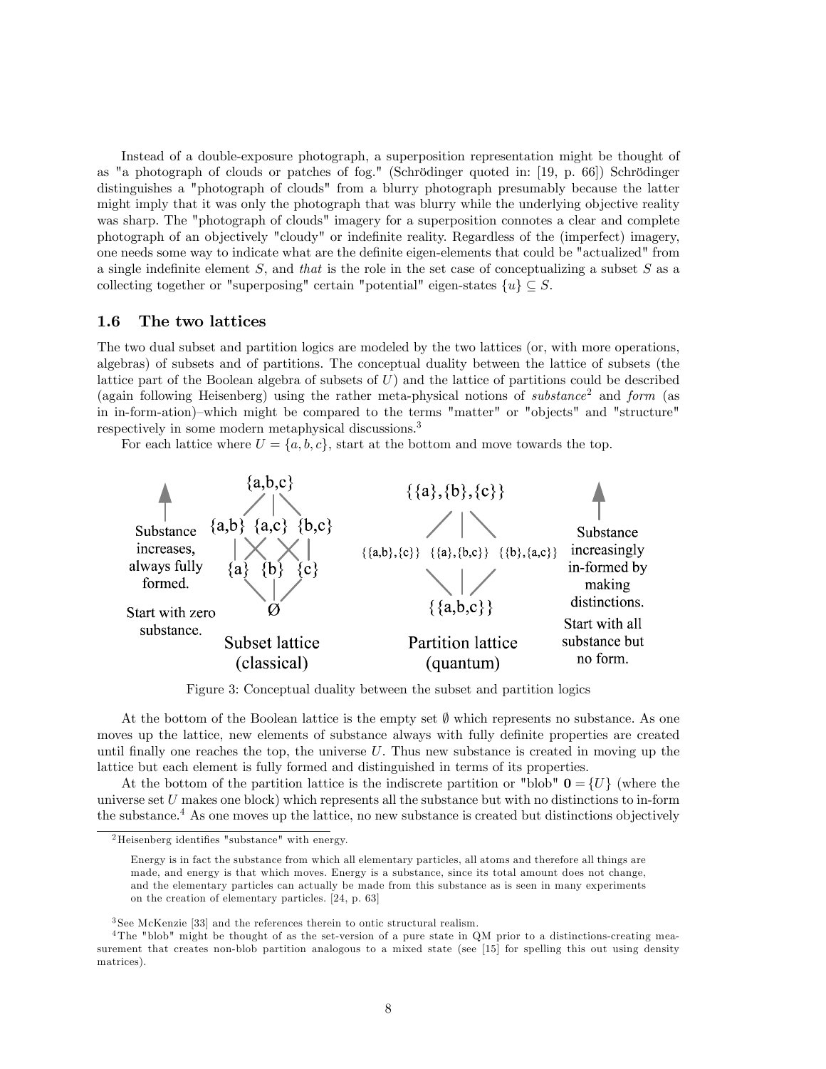Instead of a double-exposure photograph, a superposition representation might be thought of as "a photograph of clouds or patches of fog." (Schrödinger quoted in: [19, p. 66]) Schrödinger distinguishes a "photograph of clouds" from a blurry photograph presumably because the latter might imply that it was only the photograph that was blurry while the underlying objective reality was sharp. The "photograph of clouds" imagery for a superposition connotes a clear and complete photograph of an objectively "cloudy" or indefinite reality. Regardless of the (imperfect) imagery, one needs some way to indicate what are the definite eigen-elements that could be "actualized" from a single indefinite element $S$, and *that* is the role in the set case of conceptualizing a subset $S$ as a collecting together or "superposing" certain "potential" eigen-states $\{u\} \subseteq S$.

### 1.6 The two lattices

The two dual subset and partition logics are modeled by the two lattices (or, with more operations, algebras) of subsets and of partitions. The conceptual duality between the lattice of subsets (the lattice part of the Boolean algebra of subsets of $U$) and the lattice of partitions could be described (again following Heisenberg) using the rather meta-physical notions of *substance*[2] and *form* (as in in-form-ation)–which might be compared to the terms "matter" or "objects" and "structure" respectively in some modern metaphysical discussions.[3]

For each lattice where $U = \{a, b, c\}$, start at the bottom and move towards the top.

Substance increases, always fully formed.

Start with zero substance.

{a,b,c}

{a,b} {a,c} {b,c}

{a} {b} {c}

Ø

Subset lattice (classical)

{{a},{b},{c}}

{{a,b},{c}} {{a},{b,c}} {{b},{a,c}}

{{a,b,c}}

Partition lattice (quantum)

Substance increasingly in-formed by making distinctions.

Start with all substance but no form.

Figure 3: Conceptual duality between the subset and partition logics

At the bottom of the Boolean lattice is the empty set $\emptyset$ which represents no substance. As one moves up the lattice, new elements of substance always with fully definite properties are created until finally one reaches the top, the universe $U$. Thus new substance is created in moving up the lattice but each element is fully formed and distinguished in terms of its properties.

At the bottom of the partition lattice is the indiscrete partition or "blob" $\mathbf{0} = \{U\}$ (where the universe set $U$ makes one block) which represents all the substance but with no distinctions to in-form the substance.[4] As one moves up the lattice, no new substance is created but distinctions objectively

---

[2] Heisenberg identifies "substance" with energy.

> Energy is in fact the substance from which all elementary particles, all atoms and therefore all things are made, and energy is that which moves. Energy is a substance, since its total amount does not change, and the elementary particles can actually be made from this substance as is seen in many experiments on the creation of elementary particles. [24, p. 63]

[3] See McKenzie [33] and the references therein to ontic structural realism.

[4] The "blob" might be thought of as the set-version of a pure state in QM prior to a distinctions-creating measurement that creates non-blob partition analogous to a mixed state (see [15] for spelling this out using density matrices).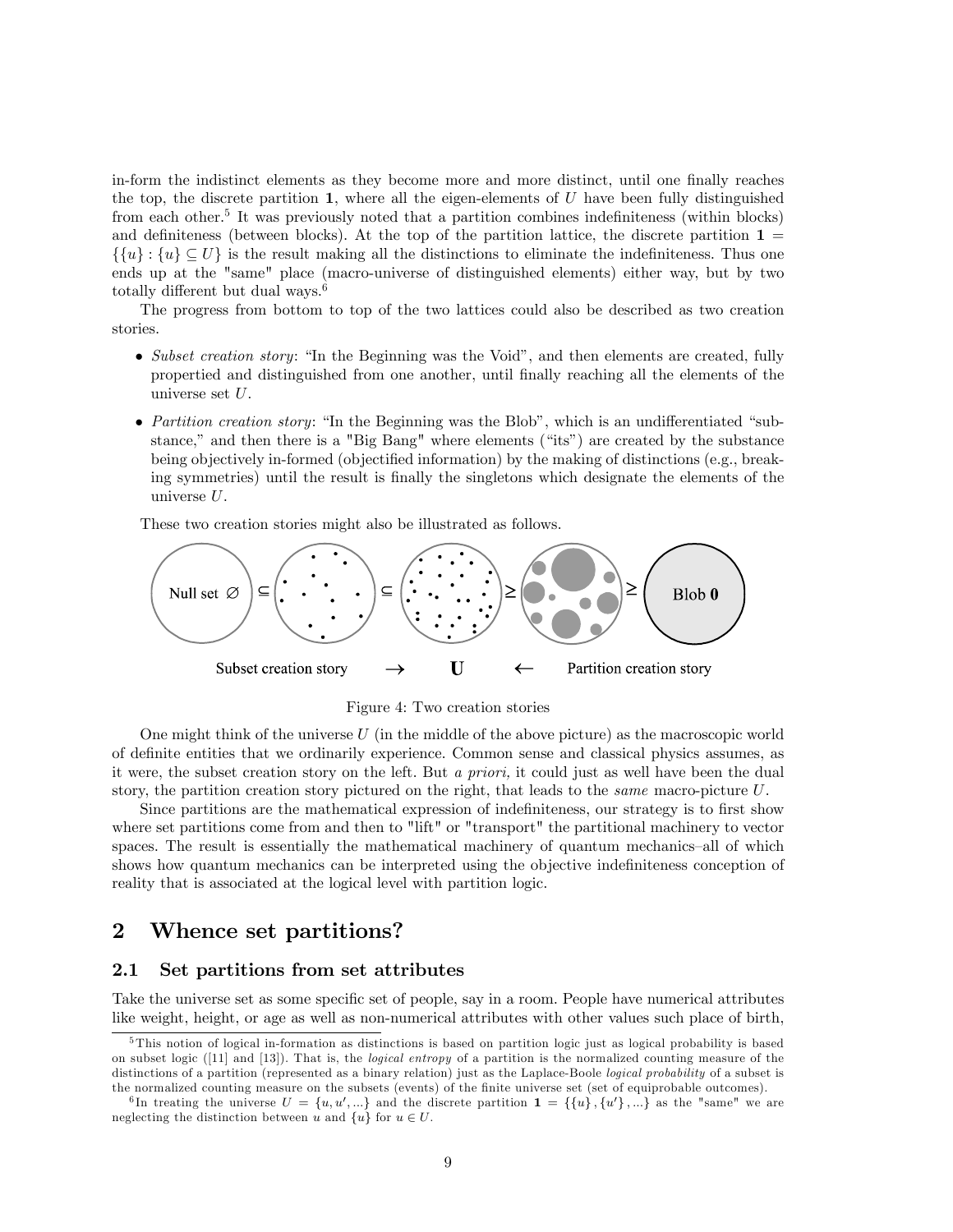in-form the indistinct elements as they become more and more distinct, until one finally reaches the top, the discrete partition $\mathbf{1}$, where all the eigen-elements of $U$ have been fully distinguished from each other.[5] It was previously noted that a partition combines indefiniteness (within blocks) and definiteness (between blocks). At the top of the partition lattice, the discrete partition $\mathbf{1} = \{\{u\} : \{u\} \subseteq U\}$ is the result making all the distinctions to eliminate the indefiniteness. Thus one ends up at the "same" place (macro-universe of distinguished elements) either way, but by two totally different but dual ways.[6]

The progress from bottom to top of the two lattices could also be described as two creation stories.

- *Subset creation story*: "In the Beginning was the Void", and then elements are created, fully propertied and distinguished from one another, until finally reaching all the elements of the universe set $U$.
- *Partition creation story*: "In the Beginning was the Blob", which is an undifferentiated "substance," and then there is a "Big Bang" where elements ("its") are created by the substance being objectively in-formed (objectified information) by the making of distinctions (e.g., breaking symmetries) until the result is finally the singletons which designate the elements of the universe $U$.

These two creation stories might also be illustrated as follows.

Figure 4: Two creation stories

One might think of the universe $U$ (in the middle of the above picture) as the macroscopic world of definite entities that we ordinarily experience. Common sense and classical physics assumes, as it were, the subset creation story on the left. But *a priori,* it could just as well have been the dual story, the partition creation story pictured on the right, that leads to the *same* macro-picture $U$.

Since partitions are the mathematical expression of indefiniteness, our strategy is to first show where set partitions come from and then to "lift" or "transport" the partitional machinery to vector spaces. The result is essentially the mathematical machinery of quantum mechanics–all of which shows how quantum mechanics can be interpreted using the objective indefiniteness conception of reality that is associated at the logical level with partition logic.

# 2 Whence set partitions?

## 2.1 Set partitions from set attributes

Take the universe set as some specific set of people, say in a room. People have numerical attributes like weight, height, or age as well as non-numerical attributes with other values such place of birth,

[5] This notion of logical in-formation as distinctions is based on partition logic just as logical probability is based on subset logic ([11] and [13]). That is, the *logical entropy* of a partition is the normalized counting measure of the distinctions of a partition (represented as a binary relation) just as the Laplace-Boole *logical probability* of a subset is the normalized counting measure on the subsets (events) of the finite universe set (set of equiprobable outcomes).

[6] In treating the universe $U = \{u, u', ...\}$ and the discrete partition $\mathbf{1} = \{\{u\}, \{u'\}, ...\}$ as the "same" we are neglecting the distinction between $u$ and $\{u\}$ for $u \in U$.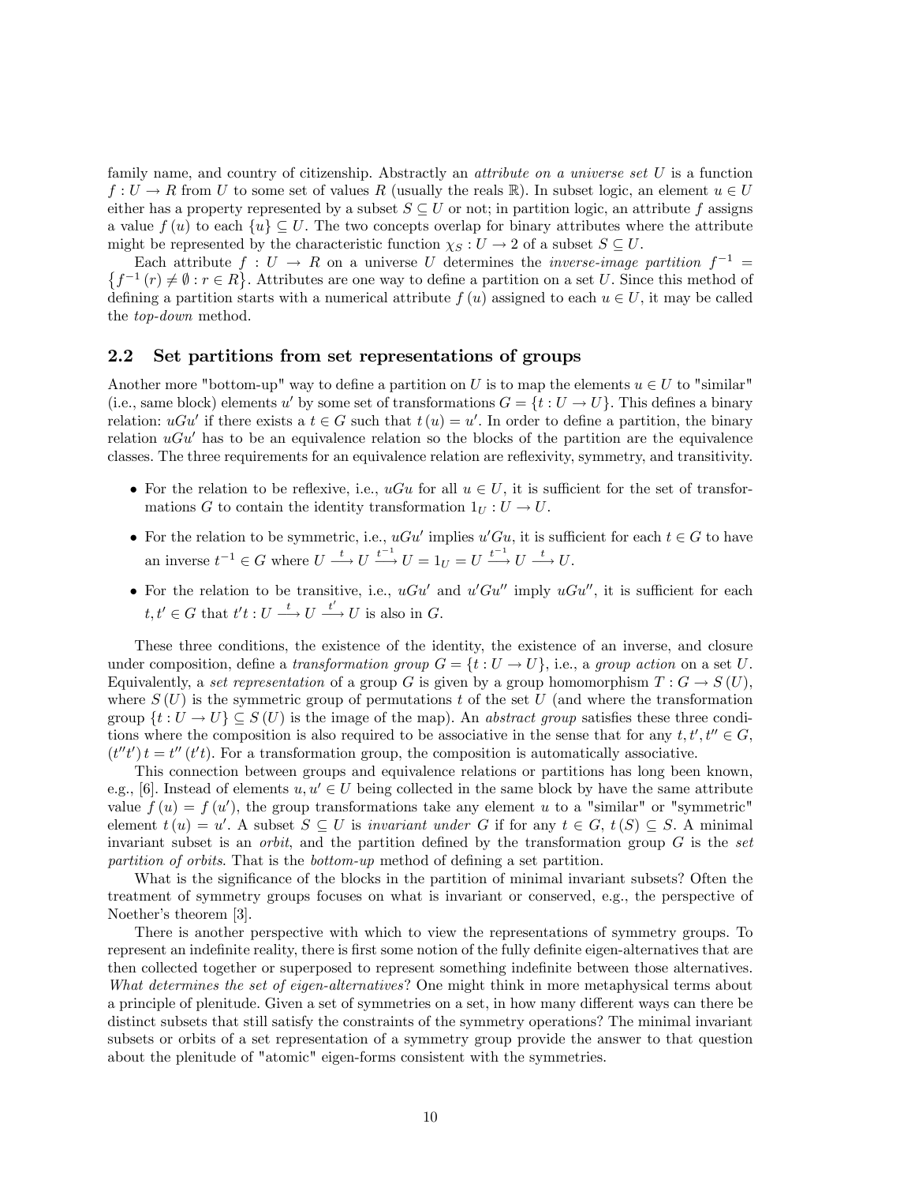family name, and country of citizenship. Abstractly an *attribute on a universe set* $U$ is a function $f : U \to R$ from $U$ to some set of values $R$ (usually the reals $\mathbb{R}$). In subset logic, an element $u \in U$ either has a property represented by a subset $S \subseteq U$ or not; in partition logic, an attribute $f$ assigns a value $f(u)$ to each $\{u\} \subseteq U$. The two concepts overlap for binary attributes where the attribute might be represented by the characteristic function $\chi_S : U \to 2$ of a subset $S \subseteq U$.

Each attribute $f : U \to R$ on a universe $U$ determines the *inverse-image partition* $f^{-1} = \{f^{-1}(r) \neq \emptyset : r \in R\}$. Attributes are one way to define a partition on a set $U$. Since this method of defining a partition starts with a numerical attribute $f(u)$ assigned to each $u \in U$, it may be called the *top-down* method.

## 2.2 Set partitions from set representations of groups

Another more "bottom-up" way to define a partition on $U$ is to map the elements $u \in U$ to "similar" (i.e., same block) elements $u'$ by some set of transformations $G = \{t : U \to U\}$. This defines a binary relation: $uGu'$ if there exists a $t \in G$ such that $t(u) = u'$. In order to define a partition, the binary relation $uGu'$ has to be an equivalence relation so the blocks of the partition are the equivalence classes. The three requirements for an equivalence relation are reflexivity, symmetry, and transitivity.

- For the relation to be reflexive, i.e., $uGu$ for all $u \in U$, it is sufficient for the set of transformations $G$ to contain the identity transformation $1_U : U \to U$.
- For the relation to be symmetric, i.e., $uGu'$ implies $u'Gu$, it is sufficient for each $t \in G$ to have an inverse $t^{-1} \in G$ where $U \xrightarrow{t} U \xrightarrow{t^{-1}} U = 1_U = U \xrightarrow{t^{-1}} U \xrightarrow{t} U$.
- For the relation to be transitive, i.e., $uGu'$ and $u'Gu''$ imply $uGu''$, it is sufficient for each $t, t' \in G$ that $t't : U \xrightarrow{t} U \xrightarrow{t'} U$ is also in $G$.

These three conditions, the existence of the identity, the existence of an inverse, and closure under composition, define a *transformation group* $G = \{t : U \to U\}$, i.e., a *group action* on a set $U$. Equivalently, a *set representation* of a group $G$ is given by a group homomorphism $T : G \to S(U)$, where $S(U)$ is the symmetric group of permutations $t$ of the set $U$ (and where the transformation group $\{t : U \to U\} \subseteq S(U)$ is the image of the map). An *abstract group* satisfies these three conditions where the composition is also required to be associative in the sense that for any $t, t', t'' \in G$, $(t''t')\,t = t''\,(t't)$. For a transformation group, the composition is automatically associative.

This connection between groups and equivalence relations or partitions has long been known, e.g., [6]. Instead of elements $u, u' \in U$ being collected in the same block by have the same attribute value $f(u) = f(u')$, the group transformations take any element $u$ to a "similar" or "symmetric" element $t(u) = u'$. A subset $S \subseteq U$ is *invariant under* $G$ if for any $t \in G$, $t(S) \subseteq S$. A minimal invariant subset is an *orbit*, and the partition defined by the transformation group $G$ is the *set partition of orbits*. That is the *bottom-up* method of defining a set partition.

What is the significance of the blocks in the partition of minimal invariant subsets? Often the treatment of symmetry groups focuses on what is invariant or conserved, e.g., the perspective of Noether's theorem [3].

There is another perspective with which to view the representations of symmetry groups. To represent an indefinite reality, there is first some notion of the fully definite eigen-alternatives that are then collected together or superposed to represent something indefinite between those alternatives. *What determines the set of eigen-alternatives*? One might think in more metaphysical terms about a principle of plenitude. Given a set of symmetries on a set, in how many different ways can there be distinct subsets that still satisfy the constraints of the symmetry operations? The minimal invariant subsets or orbits of a set representation of a symmetry group provide the answer to that question about the plenitude of "atomic" eigen-forms consistent with the symmetries.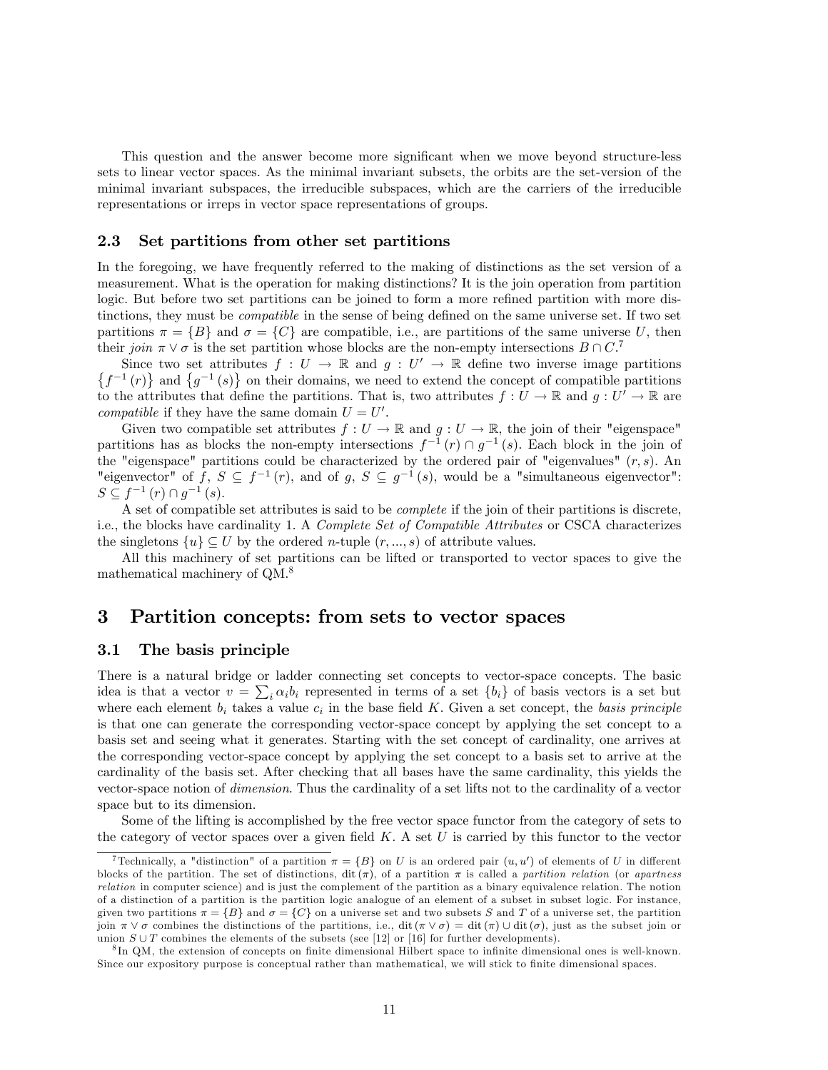This question and the answer become more significant when we move beyond structure-less sets to linear vector spaces. As the minimal invariant subsets, the orbits are the set-version of the minimal invariant subspaces, the irreducible subspaces, which are the carriers of the irreducible representations or irreps in vector space representations of groups.

### 2.3 Set partitions from other set partitions

In the foregoing, we have frequently referred to the making of distinctions as the set version of a measurement. What is the operation for making distinctions? It is the join operation from partition logic. But before two set partitions can be joined to form a more refined partition with more distinctions, they must be *compatible* in the sense of being defined on the same universe set. If two set partitions $\pi = \{B\}$ and $\sigma = \{C\}$ are compatible, i.e., are partitions of the same universe $U$, then their *join* $\pi \vee \sigma$ is the set partition whose blocks are the non-empty intersections $B \cap C$.[7]

Since two set attributes $f : U \to \mathbb{R}$ and $g : U' \to \mathbb{R}$ define two inverse image partitions $\{f^{-1}(r)\}$ and $\{g^{-1}(s)\}$ on their domains, we need to extend the concept of compatible partitions to the attributes that define the partitions. That is, two attributes $f : U \to \mathbb{R}$ and $g : U' \to \mathbb{R}$ are *compatible* if they have the same domain $U = U'$.

Given two compatible set attributes $f : U \to \mathbb{R}$ and $g : U \to \mathbb{R}$, the join of their "eigenspace" partitions has as blocks the non-empty intersections $f^{-1}(r) \cap g^{-1}(s)$. Each block in the join of the "eigenspace" partitions could be characterized by the ordered pair of "eigenvalues" $(r, s)$. An "eigenvector" of $f$, $S \subseteq f^{-1}(r)$, and of $g$, $S \subseteq g^{-1}(s)$, would be a "simultaneous eigenvector": $S \subseteq f^{-1}(r) \cap g^{-1}(s)$.

A set of compatible set attributes is said to be *complete* if the join of their partitions is discrete, i.e., the blocks have cardinality 1. A *Complete Set of Compatible Attributes* or CSCA characterizes the singletons $\{u\} \subseteq U$ by the ordered $n$-tuple $(r, ..., s)$ of attribute values.

All this machinery of set partitions can be lifted or transported to vector spaces to give the mathematical machinery of QM.[8]

## 3 Partition concepts: from sets to vector spaces

### 3.1 The basis principle

There is a natural bridge or ladder connecting set concepts to vector-space concepts. The basic idea is that a vector $v = \sum_i \alpha_i b_i$ represented in terms of a set $\{b_i\}$ of basis vectors is a set but where each element $b_i$ takes a value $c_i$ in the base field $K$. Given a set concept, the *basis principle* is that one can generate the corresponding vector-space concept by applying the set concept to a basis set and seeing what it generates. Starting with the set concept of cardinality, one arrives at the corresponding vector-space concept by applying the set concept to a basis set to arrive at the cardinality of the basis set. After checking that all bases have the same cardinality, this yields the vector-space notion of *dimension*. Thus the cardinality of a set lifts not to the cardinality of a vector space but to its dimension.

Some of the lifting is accomplished by the free vector space functor from the category of sets to the category of vector spaces over a given field $K$. A set $U$ is carried by this functor to the vector

---

[7] Technically, a "distinction" of a partition $\pi = \{B\}$ on $U$ is an ordered pair $(u, u')$ of elements of $U$ in different blocks of the partition. The set of distinctions, $\operatorname{dit}(\pi)$, of a partition $\pi$ is called a *partition relation* (or *apartness relation* in computer science) and is just the complement of the partition as a binary equivalence relation. The notion of a distinction of a partition is the partition logic analogue of an element of a subset in subset logic. For instance, given two partitions $\pi = \{B\}$ and $\sigma = \{C\}$ on a universe set and two subsets $S$ and $T$ of a universe set, the partition join $\pi \vee \sigma$ combines the distinctions of the partitions, i.e., $\operatorname{dit}(\pi \vee \sigma) = \operatorname{dit}(\pi) \cup \operatorname{dit}(\sigma)$, just as the subset join or union $S \cup T$ combines the elements of the subsets (see [12] or [16] for further developments).

[8] In QM, the extension of concepts on finite dimensional Hilbert space to infinite dimensional ones is well-known. Since our expository purpose is conceptual rather than mathematical, we will stick to finite dimensional spaces.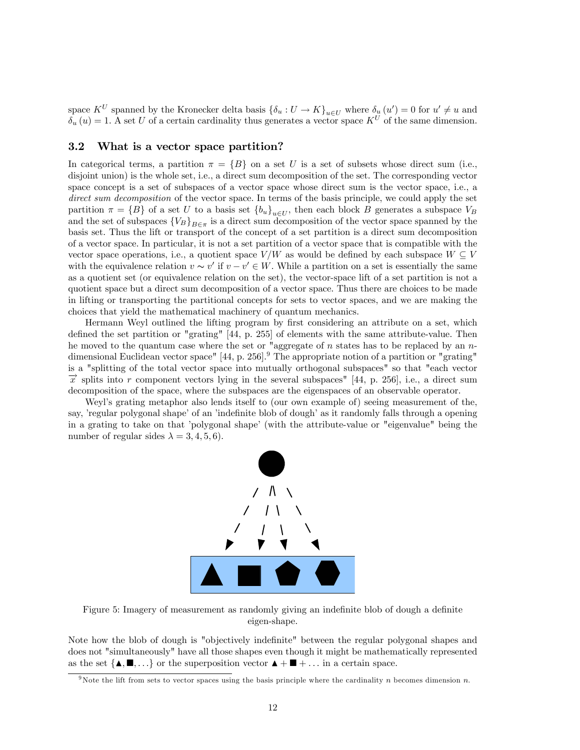space $K^U$ spanned by the Kronecker delta basis $\{\delta_u : U \to K\}_{u \in U}$ where $\delta_u(u') = 0$ for $u' \neq u$ and $\delta_u(u) = 1$. A set $U$ of a certain cardinality thus generates a vector space $K^U$ of the same dimension.

## 3.2 What is a vector space partition?

In categorical terms, a partition $\pi = \{B\}$ on a set $U$ is a set of subsets whose direct sum (i.e., disjoint union) is the whole set, i.e., a direct sum decomposition of the set. The corresponding vector space concept is a set of subspaces of a vector space whose direct sum is the vector space, i.e., a *direct sum decomposition* of the vector space. In terms of the basis principle, we could apply the set partition $\pi = \{B\}$ of a set $U$ to a basis set $\{b_u\}_{u \in U}$, then each block $B$ generates a subspace $V_B$ and the set of subspaces $\{V_B\}_{B \in \pi}$ is a direct sum decomposition of the vector space spanned by the basis set. Thus the lift or transport of the concept of a set partition is a direct sum decomposition of a vector space. In particular, it is not a set partition of a vector space that is compatible with the vector space operations, i.e., a quotient space $V/W$ as would be defined by each subspace $W \subseteq V$ with the equivalence relation $v \sim v'$ if $v - v' \in W$. While a partition on a set is essentially the same as a quotient set (or equivalence relation on the set), the vector-space lift of a set partition is not a quotient space but a direct sum decomposition of a vector space. Thus there are choices to be made in lifting or transporting the partitional concepts for sets to vector spaces, and we are making the choices that yield the mathematical machinery of quantum mechanics.

Hermann Weyl outlined the lifting program by first considering an attribute on a set, which defined the set partition or "grating" [44, p. 255] of elements with the same attribute-value. Then he moved to the quantum case where the set or "aggregate of $n$ states has to be replaced by an $n$-dimensional Euclidean vector space" [44, p. 256].[9] The appropriate notion of a partition or "grating" is a "splitting of the total vector space into mutually orthogonal subspaces" so that "each vector $\vec{x}$ splits into $r$ component vectors lying in the several subspaces" [44, p. 256], i.e., a direct sum decomposition of the space, where the subspaces are the eigenspaces of an observable operator.

Weyl's grating metaphor also lends itself to (our own example of) seeing measurement of the, say, 'regular polygonal shape' of an 'indefinite blob of dough' as it randomly falls through a opening in a grating to take on that 'polygonal shape' (with the attribute-value or "eigenvalue" being the number of regular sides $\lambda = 3, 4, 5, 6$).

Figure 5: Imagery of measurement as randomly giving an indefinite blob of dough a definite eigen-shape.

Note how the blob of dough is "objectively indefinite" between the regular polygonal shapes and does not "simultaneously" have all those shapes even though it might be mathematically represented as the set $\{\blacktriangle, \blacksquare, \ldots\}$ or the superposition vector $\blacktriangle + \blacksquare + \ldots$ in a certain space.

[9] Note the lift from sets to vector spaces using the basis principle where the cardinality $n$ becomes dimension $n$.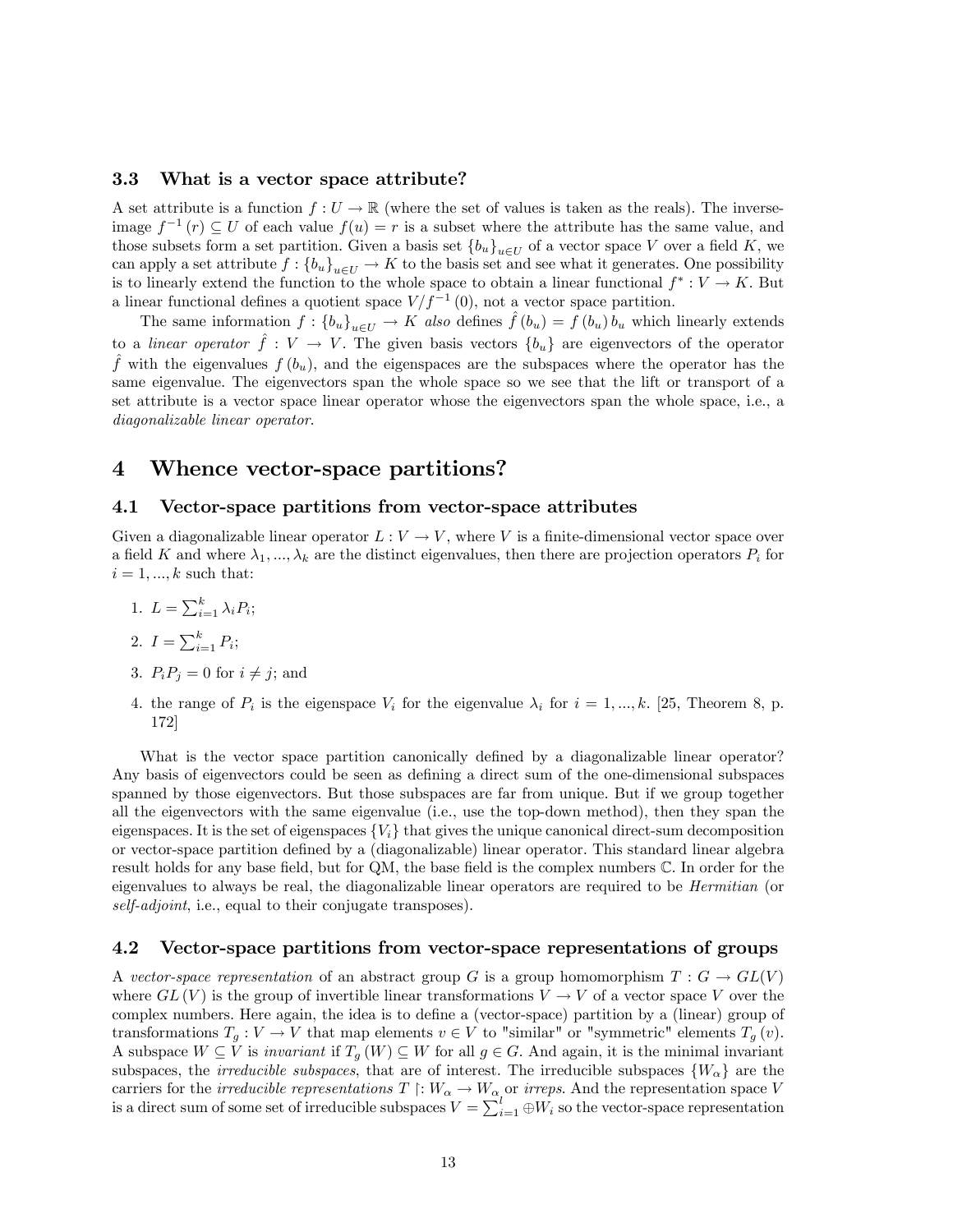### 3.3 What is a vector space attribute?

A set attribute is a function $f : U \to \mathbb{R}$ (where the set of values is taken as the reals). The inverse-image $f^{-1}(r) \subseteq U$ of each value $f(u) = r$ is a subset where the attribute has the same value, and those subsets form a set partition. Given a basis set $\{b_u\}_{u \in U}$ of a vector space $V$ over a field $K$, we can apply a set attribute $f : \{b_u\}_{u \in U} \to K$ to the basis set and see what it generates. One possibility is to linearly extend the function to the whole space to obtain a linear functional $f^* : V \to K$. But a linear functional defines a quotient space $V/f^{-1}(0)$, not a vector space partition.

The same information $f : \{b_u\}_{u \in U} \to K$ *also* defines $\hat{f}(b_u) = f(b_u) b_u$ which linearly extends to a *linear operator* $\hat{f} : V \to V$. The given basis vectors $\{b_u\}$ are eigenvectors of the operator $\hat{f}$ with the eigenvalues $f(b_u)$, and the eigenspaces are the subspaces where the operator has the same eigenvalue. The eigenvectors span the whole space so we see that the lift or transport of a set attribute is a vector space linear operator whose the eigenvectors span the whole space, i.e., a *diagonalizable linear operator*.

# 4 Whence vector-space partitions?

## 4.1 Vector-space partitions from vector-space attributes

Given a diagonalizable linear operator $L : V \to V$, where $V$ is a finite-dimensional vector space over a field $K$ and where $\lambda_1, ..., \lambda_k$ are the distinct eigenvalues, then there are projection operators $P_i$ for $i = 1, ..., k$ such that:

1. $L = \sum_{i=1}^{k} \lambda_i P_i$;
2. $I = \sum_{i=1}^{k} P_i$;
3. $P_i P_j = 0$ for $i \neq j$; and
4. the range of $P_i$ is the eigenspace $V_i$ for the eigenvalue $\lambda_i$ for $i = 1, ..., k$. [25, Theorem 8, p. 172]

What is the vector space partition canonically defined by a diagonalizable linear operator? Any basis of eigenvectors could be seen as defining a direct sum of the one-dimensional subspaces spanned by those eigenvectors. But those subspaces are far from unique. But if we group together all the eigenvectors with the same eigenvalue (i.e., use the top-down method), then they span the eigenspaces. It is the set of eigenspaces $\{V_i\}$ that gives the unique canonical direct-sum decomposition or vector-space partition defined by a (diagonalizable) linear operator. This standard linear algebra result holds for any base field, but for QM, the base field is the complex numbers $\mathbb{C}$. In order for the eigenvalues to always be real, the diagonalizable linear operators are required to be *Hermitian* (or *self-adjoint*, i.e., equal to their conjugate transposes).

## 4.2 Vector-space partitions from vector-space representations of groups

A *vector-space representation* of an abstract group $G$ is a group homomorphism $T : G \to GL(V)$ where $GL(V)$ is the group of invertible linear transformations $V \to V$ of a vector space $V$ over the complex numbers. Here again, the idea is to define a (vector-space) partition by a (linear) group of transformations $T_g : V \to V$ that map elements $v \in V$ to "similar" or "symmetric" elements $T_g(v)$. A subspace $W \subseteq V$ is *invariant* if $T_g(W) \subseteq W$ for all $g \in G$. And again, it is the minimal invariant subspaces, the *irreducible subspaces*, that are of interest. The irreducible subspaces $\{W_\alpha\}$ are the carriers for the *irreducible representations* $T \restriction: W_\alpha \to W_\alpha$ or *irreps*. And the representation space $V$ is a direct sum of some set of irreducible subspaces $V = \sum_{i=1}^{l} \oplus W_i$ so the vector-space representation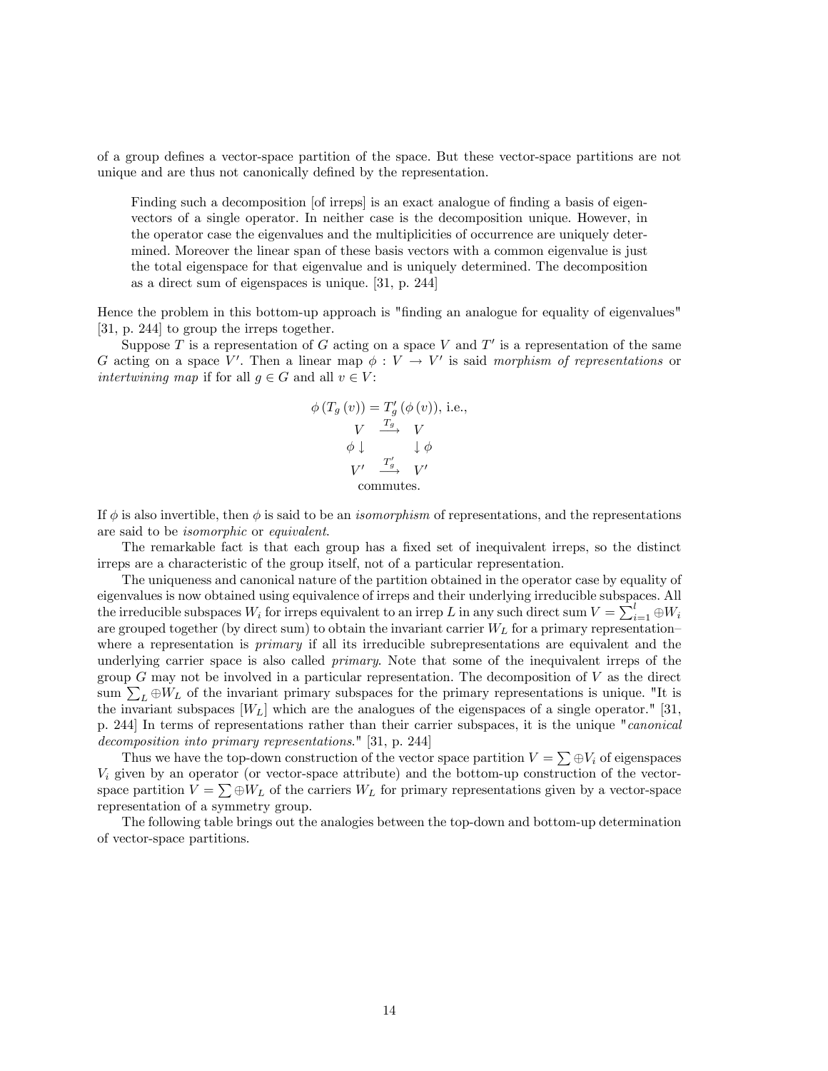of a group defines a vector-space partition of the space. But these vector-space partitions are not unique and are thus not canonically defined by the representation.

> Finding such a decomposition [of irreps] is an exact analogue of finding a basis of eigenvectors of a single operator. In neither case is the decomposition unique. However, in the operator case the eigenvalues and the multiplicities of occurrence are uniquely determined. Moreover the linear span of these basis vectors with a common eigenvalue is just the total eigenspace for that eigenvalue and is uniquely determined. The decomposition as a direct sum of eigenspaces is unique. [31, p. 244]

Hence the problem in this bottom-up approach is "finding an analogue for equality of eigenvalues" [31, p. 244] to group the irreps together.

Suppose $T$ is a representation of $G$ acting on a space $V$ and $T'$ is a representation of the same $G$ acting on a space $V'$. Then a linear map $\phi : V \to V'$ is said *morphism of representations* or *intertwining map* if for all $g \in G$ and all $v \in V$:

$$\phi\left(T_g\left(v\right)\right) = T'_g\left(\phi\left(v\right)\right), \text{ i.e.,}$$

$$\begin{array}{ccc} V & \xrightarrow{T_g} & V \\ \phi\downarrow & & \downarrow\phi \\ V' & \xrightarrow{T'_g} & V' \end{array}$$

commutes.

If $\phi$ is also invertible, then $\phi$ is said to be an *isomorphism* of representations, and the representations are said to be *isomorphic* or *equivalent*.

The remarkable fact is that each group has a fixed set of inequivalent irreps, so the distinct irreps are a characteristic of the group itself, not of a particular representation.

The uniqueness and canonical nature of the partition obtained in the operator case by equality of eigenvalues is now obtained using equivalence of irreps and their underlying irreducible subspaces. All the irreducible subspaces $W_i$ for irreps equivalent to an irrep $L$ in any such direct sum $V = \sum_{i=1}^{l} \oplus W_i$ are grouped together (by direct sum) to obtain the invariant carrier $W_L$ for a primary representation–where a representation is *primary* if all its irreducible subrepresentations are equivalent and the underlying carrier space is also called *primary*. Note that some of the inequivalent irreps of the group $G$ may not be involved in a particular representation. The decomposition of $V$ as the direct sum $\sum_L \oplus W_L$ of the invariant primary subspaces for the primary representations is unique. "It is the invariant subspaces [$W_L$] which are the analogues of the eigenspaces of a single operator." [31, p. 244] In terms of representations rather than their carrier subspaces, it is the unique "*canonical decomposition into primary representations*." [31, p. 244]

Thus we have the top-down construction of the vector space partition $V = \sum \oplus V_i$ of eigenspaces $V_i$ given by an operator (or vector-space attribute) and the bottom-up construction of the vector-space partition $V = \sum \oplus W_L$ of the carriers $W_L$ for primary representations given by a vector-space representation of a symmetry group.

The following table brings out the analogies between the top-down and bottom-up determination of vector-space partitions.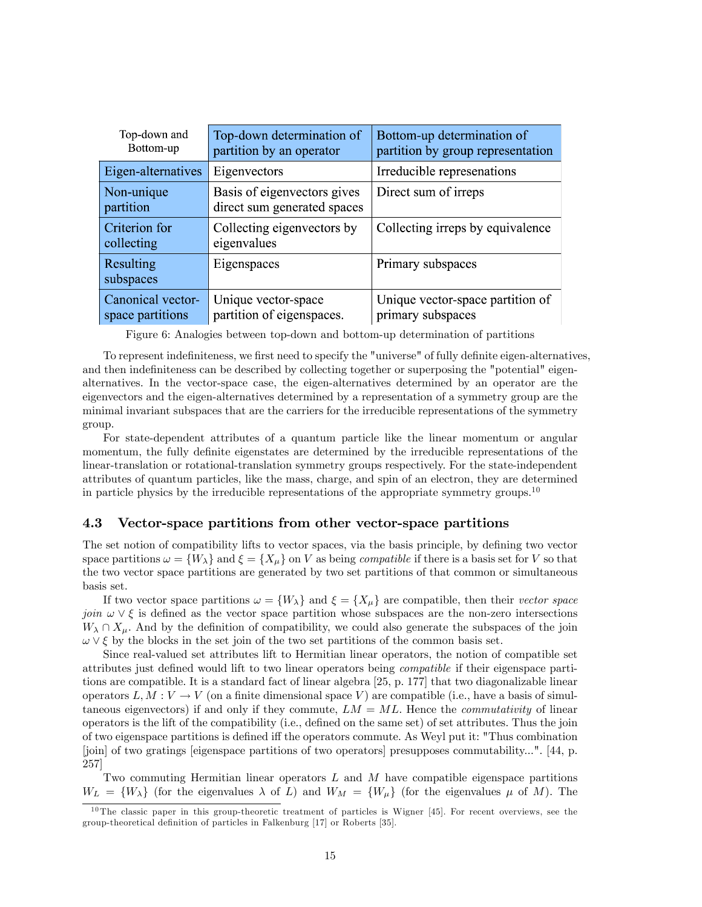| Top-down and Bottom-up | Top-down determination of partition by an operator | Bottom-up determination of partition by group representation |
|---|---|---|
| Eigen-alternatives | Eigenvectors | Irreducible represenations |
| Non-unique partition | Basis of eigenvectors gives direct sum generated spaces | Direct sum of irreps |
| Criterion for collecting | Collecting eigenvectors by eigenvalues | Collecting irreps by equivalence |
| Resulting subspaces | Eigenspaces | Primary subspaces |
| Canonical vector-space partitions | Unique vector-space partition of eigenspaces. | Unique vector-space partition of primary subspaces |

Figure 6: Analogies between top-down and bottom-up determination of partitions

To represent indefiniteness, we first need to specify the "universe" of fully definite eigen-alternatives, and then indefiniteness can be described by collecting together or superposing the "potential" eigen-alternatives. In the vector-space case, the eigen-alternatives determined by an operator are the eigenvectors and the eigen-alternatives determined by a representation of a symmetry group are the minimal invariant subspaces that are the carriers for the irreducible representations of the symmetry group.

For state-dependent attributes of a quantum particle like the linear momentum or angular momentum, the fully definite eigenstates are determined by the irreducible representations of the linear-translation or rotational-translation symmetry groups respectively. For the state-independent attributes of quantum particles, like the mass, charge, and spin of an electron, they are determined in particle physics by the irreducible representations of the appropriate symmetry groups.[10]

### 4.3 Vector-space partitions from other vector-space partitions

The set notion of compatibility lifts to vector spaces, via the basis principle, by defining two vector space partitions $\omega = \{W_\lambda\}$ and $\xi = \{X_\mu\}$ on $V$ as being *compatible* if there is a basis set for $V$ so that the two vector space partitions are generated by two set partitions of that common or simultaneous basis set.

If two vector space partitions $\omega = \{W_\lambda\}$ and $\xi = \{X_\mu\}$ are compatible, then their *vector space join* $\omega \vee \xi$ is defined as the vector space partition whose subspaces are the non-zero intersections $W_\lambda \cap X_\mu$. And by the definition of compatibility, we could also generate the subspaces of the join $\omega \vee \xi$ by the blocks in the set join of the two set partitions of the common basis set.

Since real-valued set attributes lift to Hermitian linear operators, the notion of compatible set attributes just defined would lift to two linear operators being *compatible* if their eigenspace partitions are compatible. It is a standard fact of linear algebra [25, p. 177] that two diagonalizable linear operators $L, M : V \to V$ (on a finite dimensional space $V$) are compatible (i.e., have a basis of simultaneous eigenvectors) if and only if they commute, $LM = ML$. Hence the *commutativity* of linear operators is the lift of the compatibility (i.e., defined on the same set) of set attributes. Thus the join of two eigenspace partitions is defined iff the operators commute. As Weyl put it: "Thus combination [join] of two gratings [eigenspace partitions of two operators] presupposes commutability...". [44, p. 257]

Two commuting Hermitian linear operators $L$ and $M$ have compatible eigenspace partitions $W_L = \{W_\lambda\}$ (for the eigenvalues $\lambda$ of $L$) and $W_M = \{W_\mu\}$ (for the eigenvalues $\mu$ of $M$). The

[10] The classic paper in this group-theoretic treatment of particles is Wigner [45]. For recent overviews, see the group-theoretical definition of particles in Falkenburg [17] or Roberts [35].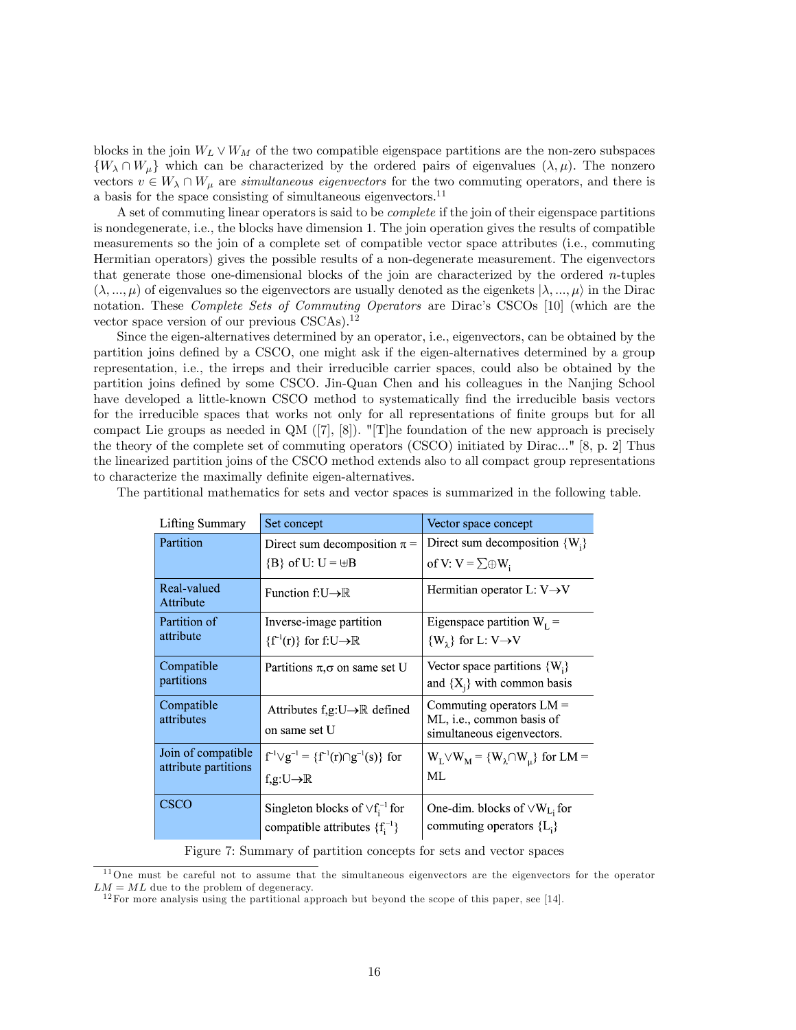blocks in the join $W_L \vee W_M$ of the two compatible eigenspace partitions are the non-zero subspaces $\{W_\lambda \cap W_\mu\}$ which can be characterized by the ordered pairs of eigenvalues $(\lambda, \mu)$. The nonzero vectors $v \in W_\lambda \cap W_\mu$ are *simultaneous eigenvectors* for the two commuting operators, and there is a basis for the space consisting of simultaneous eigenvectors.[11]

A set of commuting linear operators is said to be *complete* if the join of their eigenspace partitions is nondegenerate, i.e., the blocks have dimension 1. The join operation gives the results of compatible measurements so the join of a complete set of compatible vector space attributes (i.e., commuting Hermitian operators) gives the possible results of a non-degenerate measurement. The eigenvectors that generate those one-dimensional blocks of the join are characterized by the ordered $n$-tuples $(\lambda, ..., \mu)$ of eigenvalues so the eigenvectors are usually denoted as the eigenkets $|\lambda, ..., \mu\rangle$ in the Dirac notation. These *Complete Sets of Commuting Operators* are Dirac's CSCOs [10] (which are the vector space version of our previous CSCAs).[12]

Since the eigen-alternatives determined by an operator, i.e., eigenvectors, can be obtained by the partition joins defined by a CSCO, one might ask if the eigen-alternatives determined by a group representation, i.e., the irreps and their irreducible carrier spaces, could also be obtained by the partition joins defined by some CSCO. Jin-Quan Chen and his colleagues in the Nanjing School have developed a little-known CSCO method to systematically find the irreducible basis vectors for the irreducible spaces that works not only for all representations of finite groups but for all compact Lie groups as needed in QM ([7], [8]). "[T]he foundation of the new approach is precisely the theory of the complete set of commuting operators (CSCO) initiated by Dirac..." [8, p. 2] Thus the linearized partition joins of the CSCO method extends also to all compact group representations to characterize the maximally definite eigen-alternatives.

The partitional mathematics for sets and vector spaces is summarized in the following table.

| Lifting Summary | Set concept | Vector space concept |
|---|---|---|
| Partition | Direct sum decomposition $\pi = \{B\}$ of U: $U = \uplus B$ | Direct sum decomposition $\{W_i\}$ of V: $V = \sum \oplus W_i$ |
| Real-valued Attribute | Function $f: U \to \mathbb{R}$ | Hermitian operator $L: V \to V$ |
| Partition of attribute | Inverse-image partition $\{f^{-1}(r)\}$ for $f: U \to \mathbb{R}$ | Eigenspace partition $W_L = \{W_\lambda\}$ for $L: V \to V$ |
| Compatible partitions | Partitions $\pi, \sigma$ on same set U | Vector space partitions $\{W_i\}$ and $\{X_j\}$ with common basis |
| Compatible attributes | Attributes $f,g: U \to \mathbb{R}$ defined on same set U | Commuting operators $LM = ML$, i.e., common basis of simultaneous eigenvectors. |
| Join of compatible attribute partitions | $f^{-1} \vee g^{-1} = \{f^{-1}(r) \cap g^{-1}(s)\}$ for $f,g: U \to \mathbb{R}$ | $W_L \vee W_M = \{W_\lambda \cap W_\mu\}$ for $LM = ML$ |
| CSCO | Singleton blocks of $\vee f_i^{-1}$ for compatible attributes $\{f_i^{-1}\}$ | One-dim. blocks of $\vee W_{L_i}$ for commuting operators $\{L_i\}$ |

Figure 7: Summary of partition concepts for sets and vector spaces

[11] One must be careful not to assume that the simultaneous eigenvectors are the eigenvectors for the operator $LM = ML$ due to the problem of degeneracy.

[12] For more analysis using the partitional approach but beyond the scope of this paper, see [14].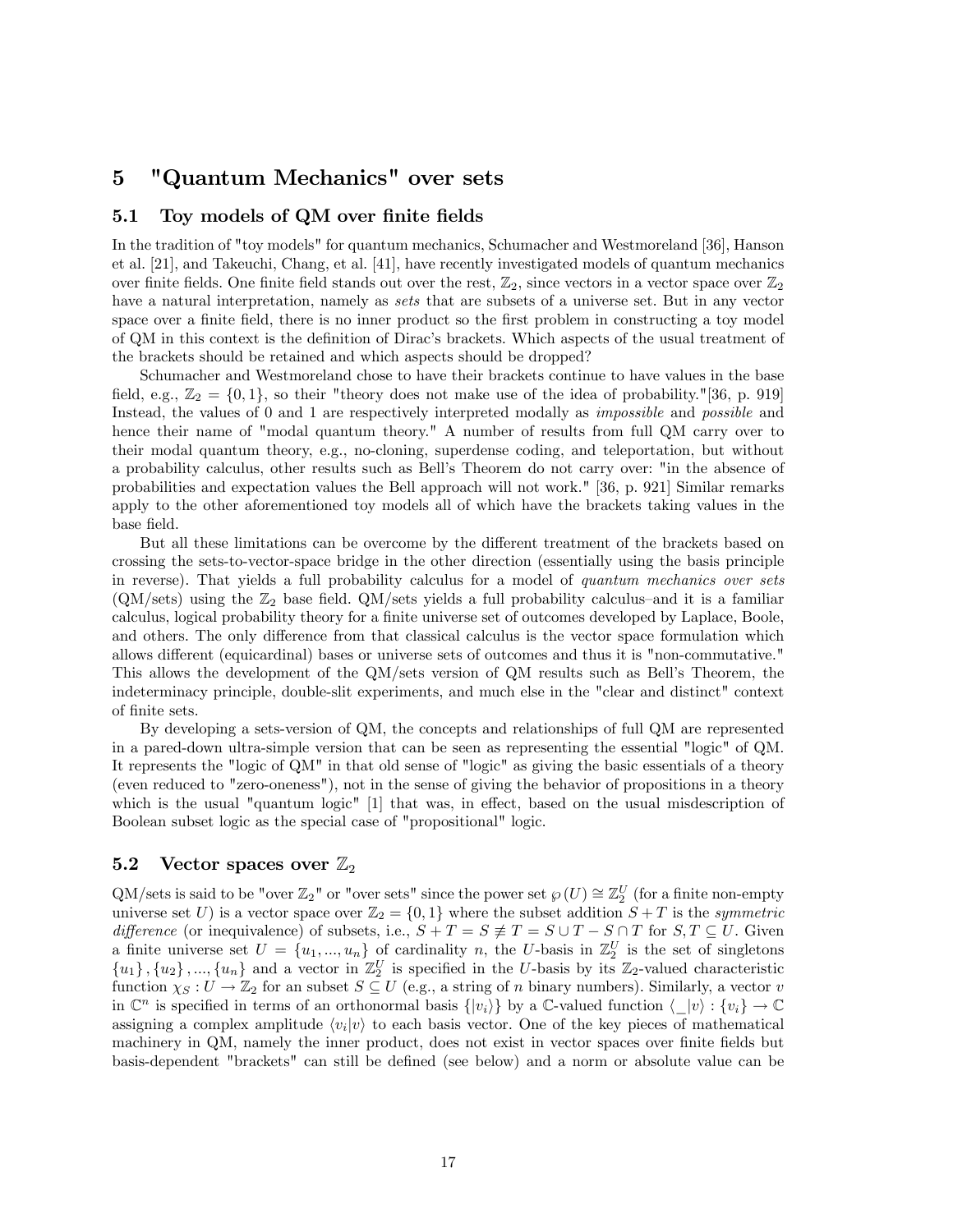# 5 "Quantum Mechanics" over sets

## 5.1 Toy models of QM over finite fields

In the tradition of "toy models" for quantum mechanics, Schumacher and Westmoreland [36], Hanson et al. [21], and Takeuchi, Chang, et al. [41], have recently investigated models of quantum mechanics over finite fields. One finite field stands out over the rest, $\mathbb{Z}_2$, since vectors in a vector space over $\mathbb{Z}_2$ have a natural interpretation, namely as *sets* that are subsets of a universe set. But in any vector space over a finite field, there is no inner product so the first problem in constructing a toy model of QM in this context is the definition of Dirac's brackets. Which aspects of the usual treatment of the brackets should be retained and which aspects should be dropped?

Schumacher and Westmoreland chose to have their brackets continue to have values in the base field, e.g., $\mathbb{Z}_2 = \{0, 1\}$, so their "theory does not make use of the idea of probability."[36, p. 919] Instead, the values of 0 and 1 are respectively interpreted modally as *impossible* and *possible* and hence their name of "modal quantum theory." A number of results from full QM carry over to their modal quantum theory, e.g., no-cloning, superdense coding, and teleportation, but without a probability calculus, other results such as Bell's Theorem do not carry over: "in the absence of probabilities and expectation values the Bell approach will not work." [36, p. 921] Similar remarks apply to the other aforementioned toy models all of which have the brackets taking values in the base field.

But all these limitations can be overcome by the different treatment of the brackets based on crossing the sets-to-vector-space bridge in the other direction (essentially using the basis principle in reverse). That yields a full probability calculus for a model of *quantum mechanics over sets* (QM/sets) using the $\mathbb{Z}_2$ base field. QM/sets yields a full probability calculus–and it is a familiar calculus, logical probability theory for a finite universe set of outcomes developed by Laplace, Boole, and others. The only difference from that classical calculus is the vector space formulation which allows different (equicardinal) bases or universe sets of outcomes and thus it is "non-commutative." This allows the development of the QM/sets version of QM results such as Bell's Theorem, the indeterminacy principle, double-slit experiments, and much else in the "clear and distinct" context of finite sets.

By developing a sets-version of QM, the concepts and relationships of full QM are represented in a pared-down ultra-simple version that can be seen as representing the essential "logic" of QM. It represents the "logic of QM" in that old sense of "logic" as giving the basic essentials of a theory (even reduced to "zero-oneness"), not in the sense of giving the behavior of propositions in a theory which is the usual "quantum logic" [1] that was, in effect, based on the usual misdescription of Boolean subset logic as the special case of "propositional" logic.

## 5.2 Vector spaces over $\mathbb{Z}_2$

QM/sets is said to be "over $\mathbb{Z}_2$" or "over sets" since the power set $\wp(U) \cong \mathbb{Z}_2^U$ (for a finite non-empty universe set $U$) is a vector space over $\mathbb{Z}_2 = \{0, 1\}$ where the subset addition $S + T$ is the *symmetric difference* (or inequivalence) of subsets, i.e., $S + T = S \not\equiv T = S \cup T - S \cap T$ for $S, T \subseteq U$. Given a finite universe set $U = \{u_1, ..., u_n\}$ of cardinality $n$, the $U$-basis in $\mathbb{Z}_2^U$ is the set of singletons $\{u_1\}, \{u_2\}, ..., \{u_n\}$ and a vector in $\mathbb{Z}_2^U$ is specified in the $U$-basis by its $\mathbb{Z}_2$-valued characteristic function $\chi_S : U \rightarrow \mathbb{Z}_2$ for an subset $S \subseteq U$ (e.g., a string of $n$ binary numbers). Similarly, a vector $v$ in $\mathbb{C}^n$ is specified in terms of an orthonormal basis $\{|v_i\rangle\}$ by a $\mathbb{C}$-valued function $\langle \_|v\rangle : \{v_i\} \rightarrow \mathbb{C}$ assigning a complex amplitude $\langle v_i|v\rangle$ to each basis vector. One of the key pieces of mathematical machinery in QM, namely the inner product, does not exist in vector spaces over finite fields but basis-dependent "brackets" can still be defined (see below) and a norm or absolute value can be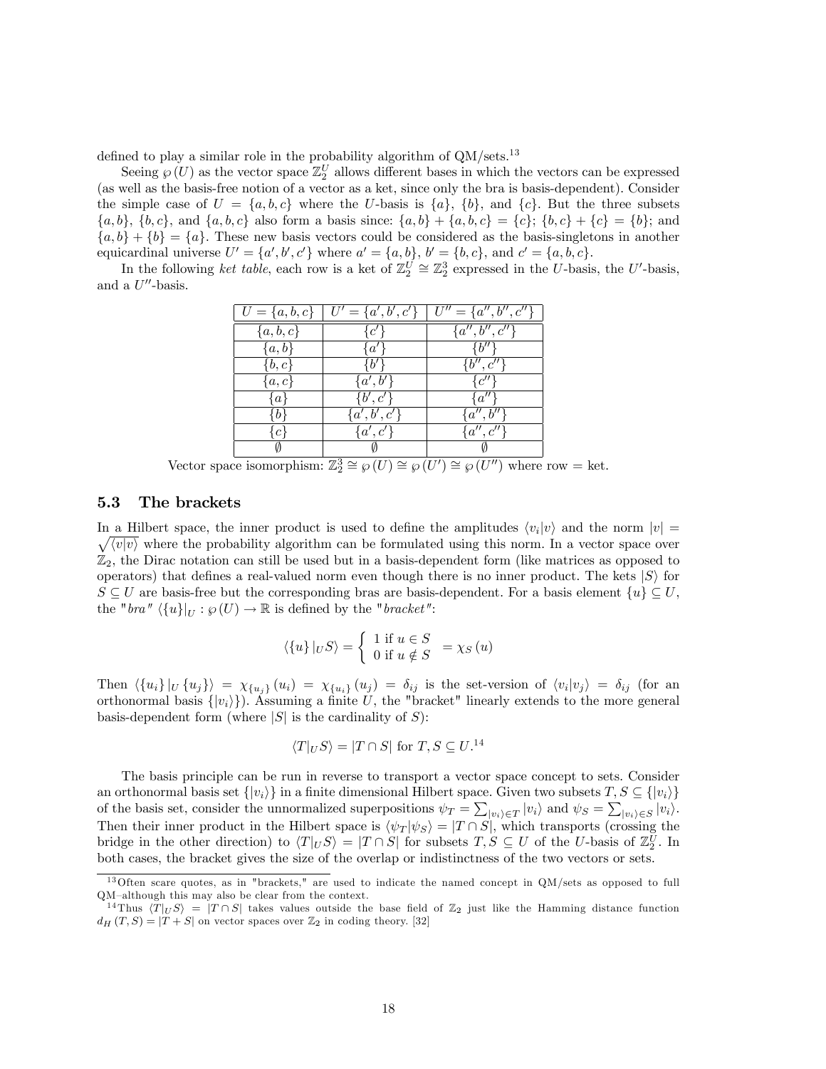defined to play a similar role in the probability algorithm of QM/sets.[13]

Seeing $\wp(U)$ as the vector space $\mathbb{Z}_2^U$ allows different bases in which the vectors can be expressed (as well as the basis-free notion of a vector as a ket, since only the bra is basis-dependent). Consider the simple case of $U = \{a, b, c\}$ where the $U$-basis is $\{a\}$, $\{b\}$, and $\{c\}$. But the three subsets $\{a, b\}$, $\{b, c\}$, and $\{a, b, c\}$ also form a basis since: $\{a, b\} + \{a, b, c\} = \{c\}$; $\{b, c\} + \{c\} = \{b\}$; and $\{a, b\} + \{b\} = \{a\}$. These new basis vectors could be considered as the basis-singletons in another equicardinal universe $U' = \{a', b', c'\}$ where $a' = \{a, b\}$, $b' = \{b, c\}$, and $c' = \{a, b, c\}$.

In the following *ket table*, each row is a ket of $\mathbb{Z}_2^U \cong \mathbb{Z}_2^3$ expressed in the $U$-basis, the $U'$-basis, and a $U''$-basis.

| $U = \{a, b, c\}$ | $U' = \{a', b', c'\}$ | $U'' = \{a'', b'', c''\}$ |
|---|---|---|
| $\{a, b, c\}$ | $\{c'\}$ | $\{a'', b'', c''\}$ |
| $\{a, b\}$ | $\{a'\}$ | $\{b''\}$ |
| $\{b, c\}$ | $\{b'\}$ | $\{b'', c''\}$ |
| $\{a, c\}$ | $\{a', b'\}$ | $\{c''\}$ |
| $\{a\}$ | $\{b', c'\}$ | $\{a''\}$ |
| $\{b\}$ | $\{a', b', c'\}$ | $\{a'', b''\}$ |
| $\{c\}$ | $\{a', c'\}$ | $\{a'', c''\}$ |
| $\emptyset$ | $\emptyset$ | $\emptyset$ |

Vector space isomorphism: $\mathbb{Z}_2^3 \cong \wp(U) \cong \wp(U') \cong \wp(U'')$ where row = ket.

### 5.3 The brackets

In a Hilbert space, the inner product is used to define the amplitudes $\langle v_i|v\rangle$ and the norm $|v| = \sqrt{\langle v|v\rangle}$ where the probability algorithm can be formulated using this norm. In a vector space over $\mathbb{Z}_2$, the Dirac notation can still be used but in a basis-dependent form (like matrices as opposed to operators) that defines a real-valued norm even though there is no inner product. The kets $|S\rangle$ for $S \subseteq U$ are basis-free but the corresponding bras are basis-dependent. For a basis element $\{u\} \subseteq U$, the "*bra*" $\langle\{u\}|_U : \wp(U) \to \mathbb{R}$ is defined by the "*bracket*":

$$\langle\{u\}|_U S\rangle = \begin{cases} 1 \text{ if } u \in S \\ 0 \text{ if } u \notin S \end{cases} = \chi_S(u)$$

Then $\langle\{u_i\}|_U \{u_j\}\rangle = \chi_{\{u_j\}}(u_i) = \chi_{\{u_i\}}(u_j) = \delta_{ij}$ is the set-version of $\langle v_i|v_j\rangle = \delta_{ij}$ (for an orthonormal basis $\{|v_i\rangle\}$). Assuming a finite $U$, the "bracket" linearly extends to the more general basis-dependent form (where $|S|$ is the cardinality of $S$):

$$\langle T|_U S\rangle = |T \cap S| \text{ for } T, S \subseteq U.\text{[14]}$$

The basis principle can be run in reverse to transport a vector space concept to sets. Consider an orthonormal basis set $\{|v_i\rangle\}$ in a finite dimensional Hilbert space. Given two subsets $T, S \subseteq \{|v_i\rangle\}$ of the basis set, consider the unnormalized superpositions $\psi_T = \sum_{|v_i\rangle \in T} |v_i\rangle$ and $\psi_S = \sum_{|v_i\rangle \in S} |v_i\rangle$. Then their inner product in the Hilbert space is $\langle\psi_T|\psi_S\rangle = |T \cap S|$, which transports (crossing the bridge in the other direction) to $\langle T|_U S\rangle = |T \cap S|$ for subsets $T, S \subseteq U$ of the $U$-basis of $\mathbb{Z}_2^U$. In both cases, the bracket gives the size of the overlap or indistinctness of the two vectors or sets.

[13] Often scare quotes, as in "brackets," are used to indicate the named concept in QM/sets as opposed to full QM–although this may also be clear from the context.

[14] Thus $\langle T|_U S\rangle = |T \cap S|$ takes values outside the base field of $\mathbb{Z}_2$ just like the Hamming distance function $d_H(T, S) = |T + S|$ on vector spaces over $\mathbb{Z}_2$ in coding theory. [32]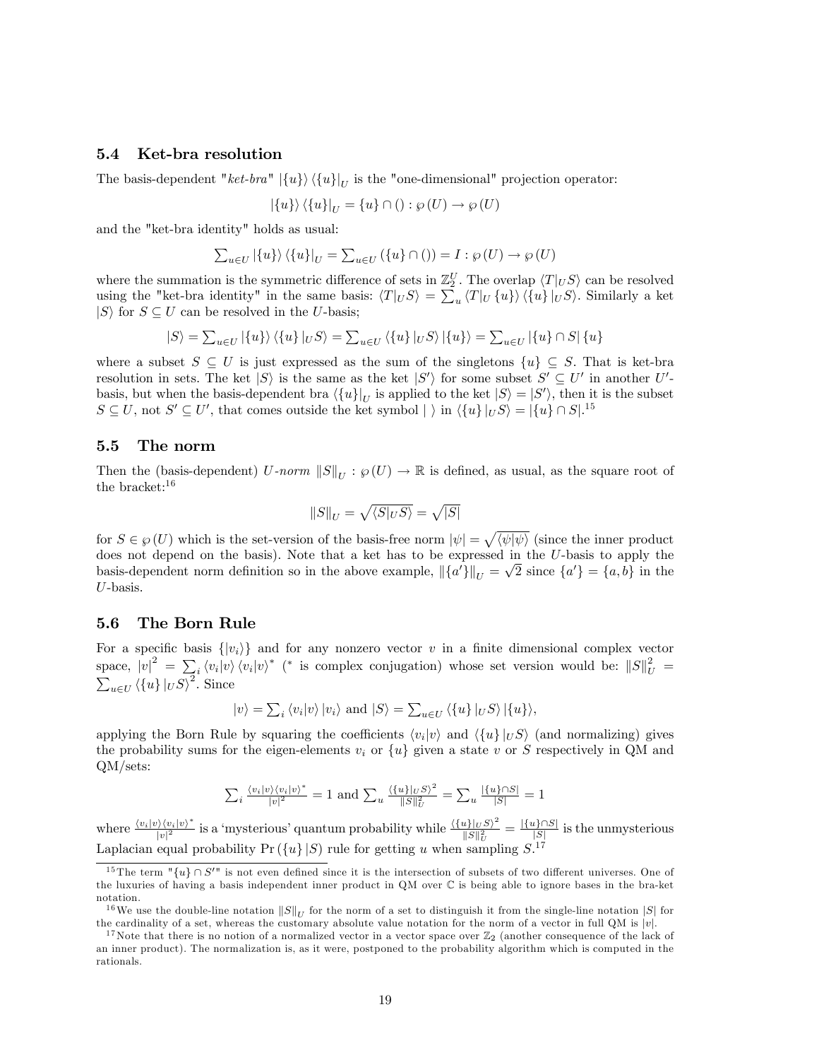### 5.4 Ket-bra resolution

The basis-dependent "*ket-bra*" $|\{u\}\rangle \langle\{u\}|_U$ is the "one-dimensional" projection operator:

$$|\{u\}\rangle \langle\{u\}|_U = \{u\} \cap () : \wp(U) \to \wp(U)$$

and the "ket-bra identity" holds as usual:

$$\sum_{u \in U} |\{u\}\rangle \langle\{u\}|_U = \sum_{u \in U} (\{u\} \cap ()) = I : \wp(U) \to \wp(U)$$

where the summation is the symmetric difference of sets in $\mathbb{Z}_2^U$. The overlap $\langle T|_U S\rangle$ can be resolved using the "ket-bra identity" in the same basis: $\langle T|_U S\rangle = \sum_u \langle T|_U \{u\}\rangle \langle\{u\}|_U S\rangle$. Similarly a ket $|S\rangle$ for $S \subseteq U$ can be resolved in the $U$-basis;

$$|S\rangle = \sum_{u \in U} |\{u\}\rangle \langle\{u\}|_U S\rangle = \sum_{u \in U} \langle\{u\}|_U S\rangle |\{u\}\rangle = \sum_{u \in U} |\{u\} \cap S| \{u\}$$

where a subset $S \subseteq U$ is just expressed as the sum of the singletons $\{u\} \subseteq S$. That is ket-bra resolution in sets. The ket $|S\rangle$ is the same as the ket $|S'\rangle$ for some subset $S' \subseteq U'$ in another $U'$-basis, but when the basis-dependent bra $\langle\{u\}|_U$ is applied to the ket $|S\rangle = |S'\rangle$, then it is the subset $S \subseteq U$, not $S' \subseteq U'$, that comes outside the ket symbol $|\ \rangle$ in $\langle\{u\}|_U S\rangle = |\{u\} \cap S|$.[15]

### 5.5 The norm

Then the (basis-dependent) *U-norm* $\|S\|_U : \wp(U) \to \mathbb{R}$ is defined, as usual, as the square root of the bracket:[16]

$$\|S\|_U = \sqrt{\langle S|_U S\rangle} = \sqrt{|S|}$$

for $S \in \wp(U)$ which is the set-version of the basis-free norm $|\psi| = \sqrt{\langle\psi|\psi\rangle}$ (since the inner product does not depend on the basis). Note that a ket has to be expressed in the $U$-basis to apply the basis-dependent norm definition so in the above example, $\|\{a'\}\|_U = \sqrt{2}$ since $\{a'\} = \{a, b\}$ in the $U$-basis.

### 5.6 The Born Rule

For a specific basis $\{|v_i\rangle\}$ and for any nonzero vector $v$ in a finite dimensional complex vector space, $|v|^2 = \sum_i \langle v_i|v\rangle \langle v_i|v\rangle^*$ ($^*$ is complex conjugation) whose set version would be: $\|S\|_U^2 = \sum_{u \in U} \langle\{u\}|_U S\rangle^2$. Since

$$|v\rangle = \sum_i \langle v_i|v\rangle |v_i\rangle \text{ and } |S\rangle = \sum_{u \in U} \langle\{u\}|_U S\rangle |\{u\}\rangle,$$

applying the Born Rule by squaring the coefficients $\langle v_i|v\rangle$ and $\langle\{u\}|_U S\rangle$ (and normalizing) gives the probability sums for the eigen-elements $v_i$ or $\{u\}$ given a state $v$ or $S$ respectively in QM and QM/sets:

$$\sum_i \frac{\langle v_i|v\rangle\langle v_i|v\rangle^*}{|v|^2} = 1 \text{ and } \sum_u \frac{\langle\{u\}|_U S\rangle^2}{\|S\|_U^2} = \sum_u \frac{|\{u\} \cap S|}{|S|} = 1$$

where $\frac{\langle v_i|v\rangle\langle v_i|v\rangle^*}{|v|^2}$ is a 'mysterious' quantum probability while $\frac{\langle\{u\}|_U S\rangle^2}{\|S\|_U^2} = \frac{|\{u\} \cap S|}{|S|}$ is the unmysterious Laplacian equal probability $\Pr(\{u\}|S)$ rule for getting $u$ when sampling $S$.[17]

---

[15] The term "$\{u\} \cap S'$" is not even defined since it is the intersection of subsets of two different universes. One of the luxuries of having a basis independent inner product in QM over $\mathbb{C}$ is being able to ignore bases in the bra-ket notation.

[16] We use the double-line notation $\|S\|_U$ for the norm of a set to distinguish it from the single-line notation $|S|$ for the cardinality of a set, whereas the customary absolute value notation for the norm of a vector in full QM is $|v|$.

[17] Note that there is no notion of a normalized vector in a vector space over $\mathbb{Z}_2$ (another consequence of the lack of an inner product). The normalization is, as it were, postponed to the probability algorithm which is computed in the rationals.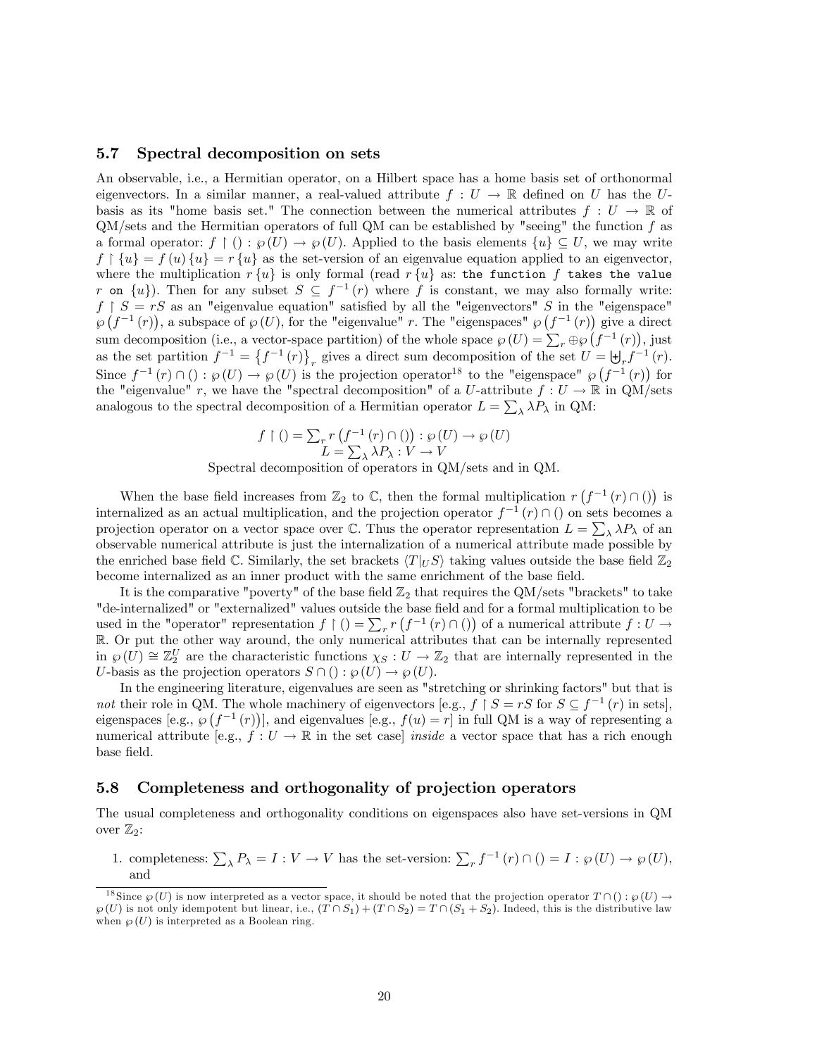### 5.7 Spectral decomposition on sets

An observable, i.e., a Hermitian operator, on a Hilbert space has a home basis set of orthonormal eigenvectors. In a similar manner, a real-valued attribute $f : U \to \mathbb{R}$ defined on $U$ has the $U$-basis as its "home basis set." The connection between the numerical attributes $f : U \to \mathbb{R}$ of QM/sets and the Hermitian operators of full QM can be established by "seeing" the function $f$ as a formal operator: $f \upharpoonright () : \wp(U) \to \wp(U)$. Applied to the basis elements $\{u\} \subseteq U$, we may write $f \upharpoonright \{u\} = f(u)\{u\} = r\{u\}$ as the set-version of an eigenvalue equation applied to an eigenvector, where the multiplication $r\{u\}$ is only formal (read $r\{u\}$ as: `the function f takes the value r on` $\{u\}$). Then for any subset $S \subseteq f^{-1}(r)$ where $f$ is constant, we may also formally write: $f \upharpoonright S = rS$ as an "eigenvalue equation" satisfied by all the "eigenvectors" $S$ in the "eigenspace" $\wp(f^{-1}(r))$, a subspace of $\wp(U)$, for the "eigenvalue" $r$. The "eigenspaces" $\wp(f^{-1}(r))$ give a direct sum decomposition (i.e., a vector-space partition) of the whole space $\wp(U) = \sum_r \oplus \wp(f^{-1}(r))$, just as the set partition $f^{-1} = \{f^{-1}(r)\}_r$ gives a direct sum decomposition of the set $U = \biguplus_r f^{-1}(r)$. Since $f^{-1}(r) \cap () : \wp(U) \to \wp(U)$ is the projection operator[18] to the "eigenspace" $\wp(f^{-1}(r))$ for the "eigenvalue" $r$, we have the "spectral decomposition" of a $U$-attribute $f : U \to \mathbb{R}$ in QM/sets analogous to the spectral decomposition of a Hermitian operator $L = \sum_\lambda \lambda P_\lambda$ in QM:

$$f \upharpoonright () = \sum_r r\left(f^{-1}(r) \cap ()\right) : \wp(U) \to \wp(U)$$
$$L = \sum_\lambda \lambda P_\lambda : V \to V$$

Spectral decomposition of operators in QM/sets and in QM.

When the base field increases from $\mathbb{Z}_2$ to $\mathbb{C}$, then the formal multiplication $r\left(f^{-1}(r) \cap ()\right)$ is internalized as an actual multiplication, and the projection operator $f^{-1}(r) \cap ()$ on sets becomes a projection operator on a vector space over $\mathbb{C}$. Thus the operator representation $L = \sum_\lambda \lambda P_\lambda$ of an observable numerical attribute is just the internalization of a numerical attribute made possible by the enriched base field $\mathbb{C}$. Similarly, the set brackets $\langle T|_U S\rangle$ taking values outside the base field $\mathbb{Z}_2$ become internalized as an inner product with the same enrichment of the base field.

It is the comparative "poverty" of the base field $\mathbb{Z}_2$ that requires the QM/sets "brackets" to take "de-internalized" or "externalized" values outside the base field and for a formal multiplication to be used in the "operator" representation $f \upharpoonright () = \sum_r r\left(f^{-1}(r) \cap ()\right)$ of a numerical attribute $f : U \to \mathbb{R}$. Or put the other way around, the only numerical attributes that can be internally represented in $\wp(U) \cong \mathbb{Z}_2^U$ are the characteristic functions $\chi_S : U \to \mathbb{Z}_2$ that are internally represented in the $U$-basis as the projection operators $S \cap () : \wp(U) \to \wp(U)$.

In the engineering literature, eigenvalues are seen as "stretching or shrinking factors" but that is *not* their role in QM. The whole machinery of eigenvectors [e.g., $f \upharpoonright S = rS$ for $S \subseteq f^{-1}(r)$ in sets], eigenspaces [e.g., $\wp(f^{-1}(r))$], and eigenvalues [e.g., $f(u) = r$] in full QM is a way of representing a numerical attribute [e.g., $f : U \to \mathbb{R}$ in the set case] *inside* a vector space that has a rich enough base field.

### 5.8 Completeness and orthogonality of projection operators

The usual completeness and orthogonality conditions on eigenspaces also have set-versions in QM over $\mathbb{Z}_2$:

1. completeness: $\sum_\lambda P_\lambda = I : V \to V$ has the set-version: $\sum_r f^{-1}(r) \cap () = I : \wp(U) \to \wp(U)$, and

[18] Since $\wp(U)$ is now interpreted as a vector space, it should be noted that the projection operator $T \cap () : \wp(U) \to \wp(U)$ is not only idempotent but linear, i.e., $(T \cap S_1) + (T \cap S_2) = T \cap (S_1 + S_2)$. Indeed, this is the distributive law when $\wp(U)$ is interpreted as a Boolean ring.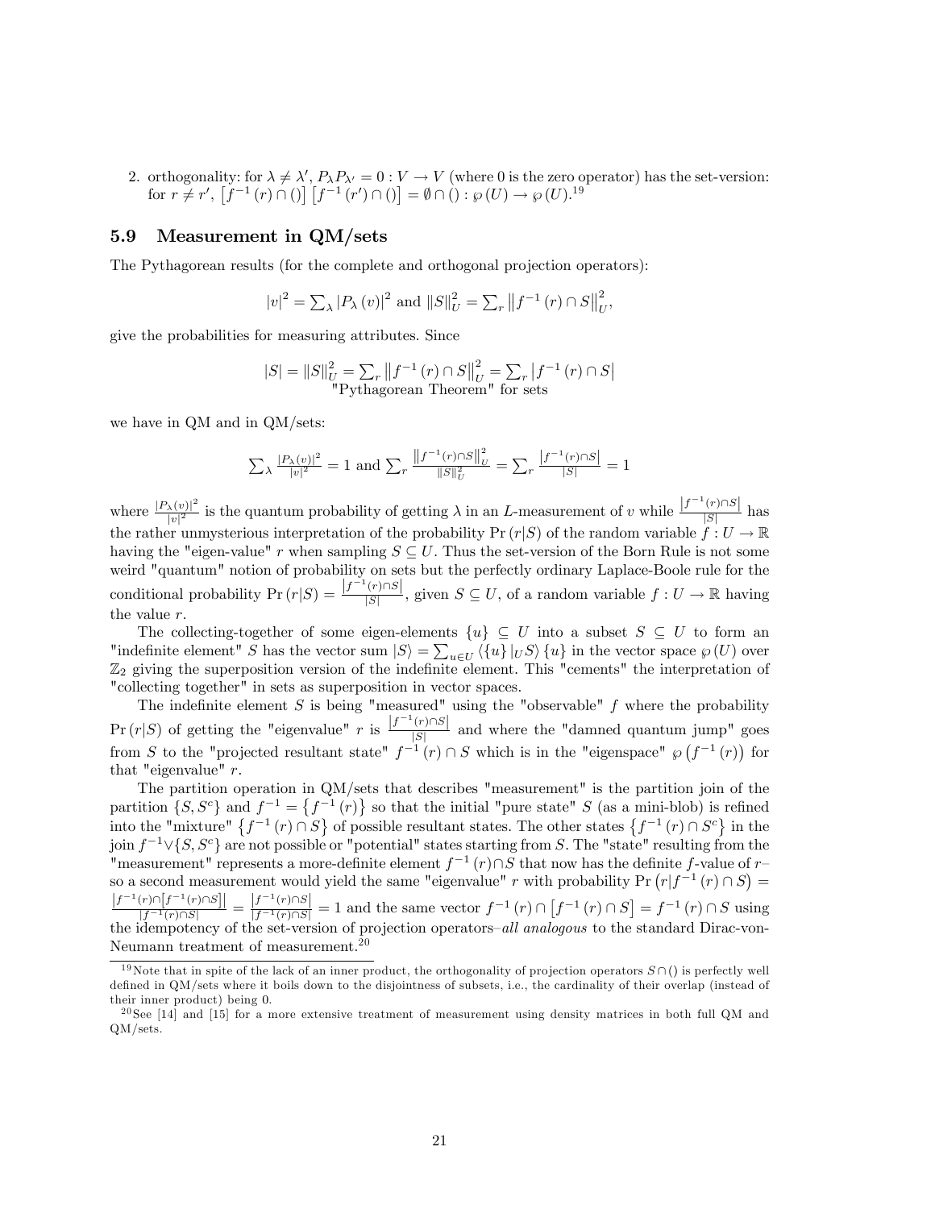2. orthogonality: for $\lambda \neq \lambda'$, $P_\lambda P_{\lambda'} = 0 : V \to V$ (where 0 is the zero operator) has the set-version: for $r \neq r'$, $\left[f^{-1}(r) \cap ()\right]\left[f^{-1}(r') \cap ()\right] = \emptyset \cap () : \wp(U) \to \wp(U)$.[19]

### 5.9 Measurement in QM/sets

The Pythagorean results (for the complete and orthogonal projection operators):

$$|v|^2 = \sum_\lambda |P_\lambda(v)|^2 \text{ and } \|S\|_U^2 = \sum_r \left\|f^{-1}(r) \cap S\right\|_U^2,$$

give the probabilities for measuring attributes. Since

$$|S| = \|S\|_U^2 = \sum_r \left\|f^{-1}(r) \cap S\right\|_U^2 = \sum_r \left|f^{-1}(r) \cap S\right|$$

"Pythagorean Theorem" for sets

we have in QM and in QM/sets:

$$\sum_\lambda \frac{|P_\lambda(v)|^2}{|v|^2} = 1 \text{ and } \sum_r \frac{\left\|f^{-1}(r)\cap S\right\|_U^2}{\|S\|_U^2} = \sum_r \frac{\left|f^{-1}(r)\cap S\right|}{|S|} = 1$$

where $\frac{|P_\lambda(v)|^2}{|v|^2}$ is the quantum probability of getting $\lambda$ in an $L$-measurement of $v$ while $\frac{\left|f^{-1}(r)\cap S\right|}{|S|}$ has the rather unmysterious interpretation of the probability $\Pr(r|S)$ of the random variable $f : U \to \mathbb{R}$ having the "eigen-value" $r$ when sampling $S \subseteq U$. Thus the set-version of the Born Rule is not some weird "quantum" notion of probability on sets but the perfectly ordinary Laplace-Boole rule for the conditional probability $\Pr(r|S) = \frac{\left|f^{-1}(r)\cap S\right|}{|S|}$, given $S \subseteq U$, of a random variable $f : U \to \mathbb{R}$ having the value $r$.

The collecting-together of some eigen-elements $\{u\} \subseteq U$ into a subset $S \subseteq U$ to form an "indefinite element" $S$ has the vector sum $|S\rangle = \sum_{u\in U} \langle\{u\}|_U S\rangle \{u\}$ in the vector space $\wp(U)$ over $\mathbb{Z}_2$ giving the superposition version of the indefinite element. This "cements" the interpretation of "collecting together" in sets as superposition in vector spaces.

The indefinite element $S$ is being "measured" using the "observable" $f$ where the probability $\Pr(r|S)$ of getting the "eigenvalue" $r$ is $\frac{\left|f^{-1}(r)\cap S\right|}{|S|}$ and where the "damned quantum jump" goes from $S$ to the "projected resultant state" $f^{-1}(r) \cap S$ which is in the "eigenspace" $\wp\left(f^{-1}(r)\right)$ for that "eigenvalue" $r$.

The partition operation in QM/sets that describes "measurement" is the partition join of the partition $\{S, S^c\}$ and $f^{-1} = \left\{f^{-1}(r)\right\}$ so that the initial "pure state" $S$ (as a mini-blob) is refined into the "mixture" $\left\{f^{-1}(r) \cap S\right\}$ of possible resultant states. The other states $\left\{f^{-1}(r) \cap S^c\right\}$ in the join $f^{-1} \vee \{S, S^c\}$ are not possible or "potential" states starting from $S$. The "state" resulting from the "measurement" represents a more-definite element $f^{-1}(r) \cap S$ that now has the definite $f$-value of $r$– so a second measurement would yield the same "eigenvalue" $r$ with probability $\Pr\left(r|f^{-1}(r) \cap S\right) = \frac{\left|f^{-1}(r)\cap\left[f^{-1}(r)\cap S\right]\right|}{\left|f^{-1}(r)\cap S\right|} = \frac{\left|f^{-1}(r)\cap S\right|}{\left|f^{-1}(r)\cap S\right|} = 1$ and the same vector $f^{-1}(r) \cap \left[f^{-1}(r) \cap S\right] = f^{-1}(r) \cap S$ using the idempotency of the set-version of projection operators–*all analogous* to the standard Dirac-von-Neumann treatment of measurement.[20]

[19] Note that in spite of the lack of an inner product, the orthogonality of projection operators $S \cap ()$ is perfectly well defined in QM/sets where it boils down to the disjointness of subsets, i.e., the cardinality of their overlap (instead of their inner product) being 0.

[20] See [14] and [15] for a more extensive treatment of measurement using density matrices in both full QM and QM/sets.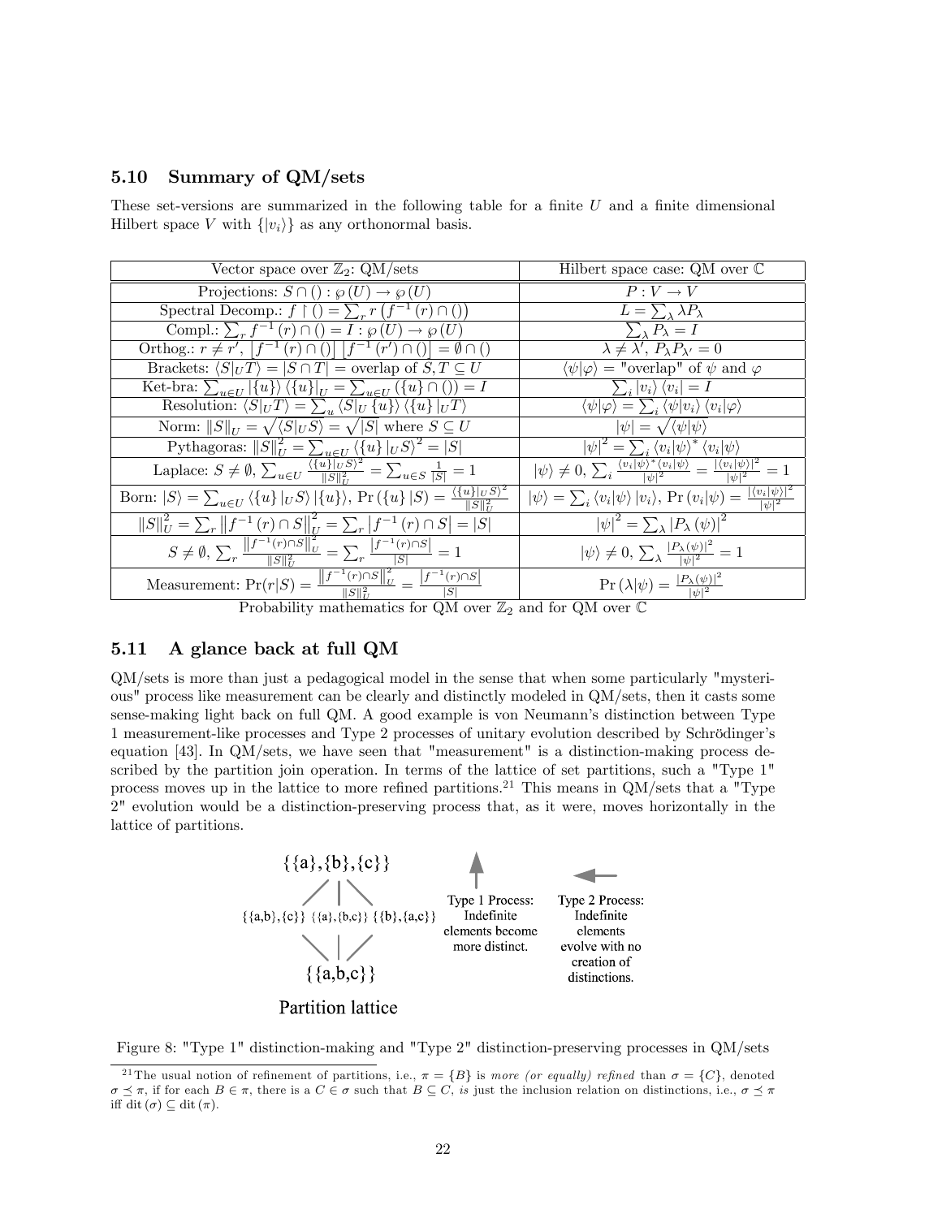### 5.10 Summary of QM/sets

These set-versions are summarized in the following table for a finite $U$ and a finite dimensional Hilbert space $V$ with $\{|v_i\rangle\}$ as any orthonormal basis.

| Vector space over $\mathbb{Z}_2$: QM/sets | Hilbert space case: QM over $\mathbb{C}$ |
|---|---|
| Projections: $S \cap () : \wp(U) \to \wp(U)$ | $P : V \to V$ |
| Spectral Decomp.: $f \upharpoonright () = \sum_r r\left(f^{-1}(r) \cap ()\right)$ | $L = \sum_\lambda \lambda P_\lambda$ |
| Compl.: $\sum_r f^{-1}(r) \cap () = I : \wp(U) \to \wp(U)$ | $\sum_\lambda P_\lambda = I$ |
| Orthog.: $r \neq r'$, $\left[f^{-1}(r) \cap ()\right]\left[f^{-1}(r') \cap ()\right] = \emptyset \cap ()$ | $\lambda \neq \lambda'$, $P_\lambda P_{\lambda'} = 0$ |
| Brackets: $\langle S\|_U T\rangle = \|S \cap T\|$ = overlap of $S, T \subseteq U$ | $\langle\psi\|\varphi\rangle$ = "overlap" of $\psi$ and $\varphi$ |
| Ket-bra: $\sum_{u \in U} \|\{u\}\rangle \langle\{u\}\|_U = \sum_{u \in U} (\{u\} \cap ()) = I$ | $\sum_i \|v_i\rangle \langle v_i\| = I$ |
| Resolution: $\langle S\|_U T\rangle = \sum_u \langle S\|_U \{u\}\rangle \langle\{u\}\|_U T\rangle$ | $\langle\psi\|\varphi\rangle = \sum_i \langle\psi\|v_i\rangle \langle v_i\|\varphi\rangle$ |
| Norm: $\\|S\\|_U = \sqrt{\langle S\|_U S\rangle} = \sqrt{\|S\|}$ where $S \subseteq U$ | $\|\psi\| = \sqrt{\langle\psi\|\psi\rangle}$ |
| Pythagoras: $\\|S\\|_U^2 = \sum_{u \in U} \langle\{u\}\|_U S\rangle^2 = \|S\|$ | $\|\psi\|^2 = \sum_i \langle v_i\|\psi\rangle^* \langle v_i\|\psi\rangle$ |
| Laplace: $S \neq \emptyset$, $\sum_{u \in U} \frac{\langle\{u\}\|_U S\rangle^2}{\\|S\\|_U^2} = \sum_{u \in S} \frac{1}{\|S\|} = 1$ | $\|\psi\rangle \neq 0$, $\sum_i \frac{\langle v_i\|\psi\rangle^* \langle v_i\|\psi\rangle}{\|\psi\|^2} = \frac{\|\langle v_i\|\psi\rangle\|^2}{\|\psi\|^2} = 1$ |
| Born: $\|S\rangle = \sum_{u \in U} \langle\{u\}\|_U S\rangle \|\{u\}\rangle$, $\Pr(\{u\}\|S) = \frac{\langle\{u\}\|_U S\rangle^2}{\\|S\\|_U^2}$ | $\|\psi\rangle = \sum_i \langle v_i\|\psi\rangle \|v_i\rangle$, $\Pr(v_i\|\psi) = \frac{\|\langle v_i\|\psi\rangle\|^2}{\|\psi\|^2}$ |
| $\\|S\\|_U^2 = \sum_r \left\\|f^{-1}(r) \cap S\right\\|_U^2 = \sum_r \left\|f^{-1}(r) \cap S\right\| = \|S\|$ | $\|\psi\|^2 = \sum_\lambda \|P_\lambda(\psi)\|^2$ |
| $S \neq \emptyset$, $\sum_r \frac{\left\\|f^{-1}(r) \cap S\right\\|_U^2}{\\|S\\|_U^2} = \sum_r \frac{\left\|f^{-1}(r) \cap S\right\|}{\|S\|} = 1$ | $\|\psi\rangle \neq 0$, $\sum_\lambda \frac{\|P_\lambda(\psi)\|^2}{\|\psi\|^2} = 1$ |
| Measurement: $\Pr(r\|S) = \frac{\left\\|f^{-1}(r) \cap S\right\\|_U^2}{\\|S\\|_U^2} = \frac{\left\|f^{-1}(r) \cap S\right\|}{\|S\|}$ | $\Pr(\lambda\|\psi) = \frac{\|P_\lambda(\psi)\|^2}{\|\psi\|^2}$ |

Probability mathematics for QM over $\mathbb{Z}_2$ and for QM over $\mathbb{C}$

### 5.11 A glance back at full QM

QM/sets is more than just a pedagogical model in the sense that when some particularly "mysterious" process like measurement can be clearly and distinctly modeled in QM/sets, then it casts some sense-making light back on full QM. A good example is von Neumann's distinction between Type 1 measurement-like processes and Type 2 processes of unitary evolution described by Schrödinger's equation [43]. In QM/sets, we have seen that "measurement" is a distinction-making process described by the partition join operation. In terms of the lattice of set partitions, such a "Type 1" process moves up in the lattice to more refined partitions.[21] This means in QM/sets that a "Type 2" evolution would be a distinction-preserving process that, as it were, moves horizontally in the lattice of partitions.

{{a},{b},{c}}

{{a,b},{c}} {{a},{b,c}} {{b},{a,c}}

{{a,b,c}}

Partition lattice

Type 1 Process: Indefinite elements become more distinct.

Type 2 Process: Indefinite elements evolve with no creation of distinctions.

Figure 8: "Type 1" distinction-making and "Type 2" distinction-preserving processes in QM/sets

[21] The usual notion of refinement of partitions, i.e., $\pi = \{B\}$ is *more (or equally) refined* than $\sigma = \{C\}$, denoted $\sigma \preceq \pi$, if for each $B \in \pi$, there is a $C \in \sigma$ such that $B \subseteq C$, *is* just the inclusion relation on distinctions, i.e., $\sigma \preceq \pi$ iff $\operatorname{dit}(\sigma) \subseteq \operatorname{dit}(\pi)$.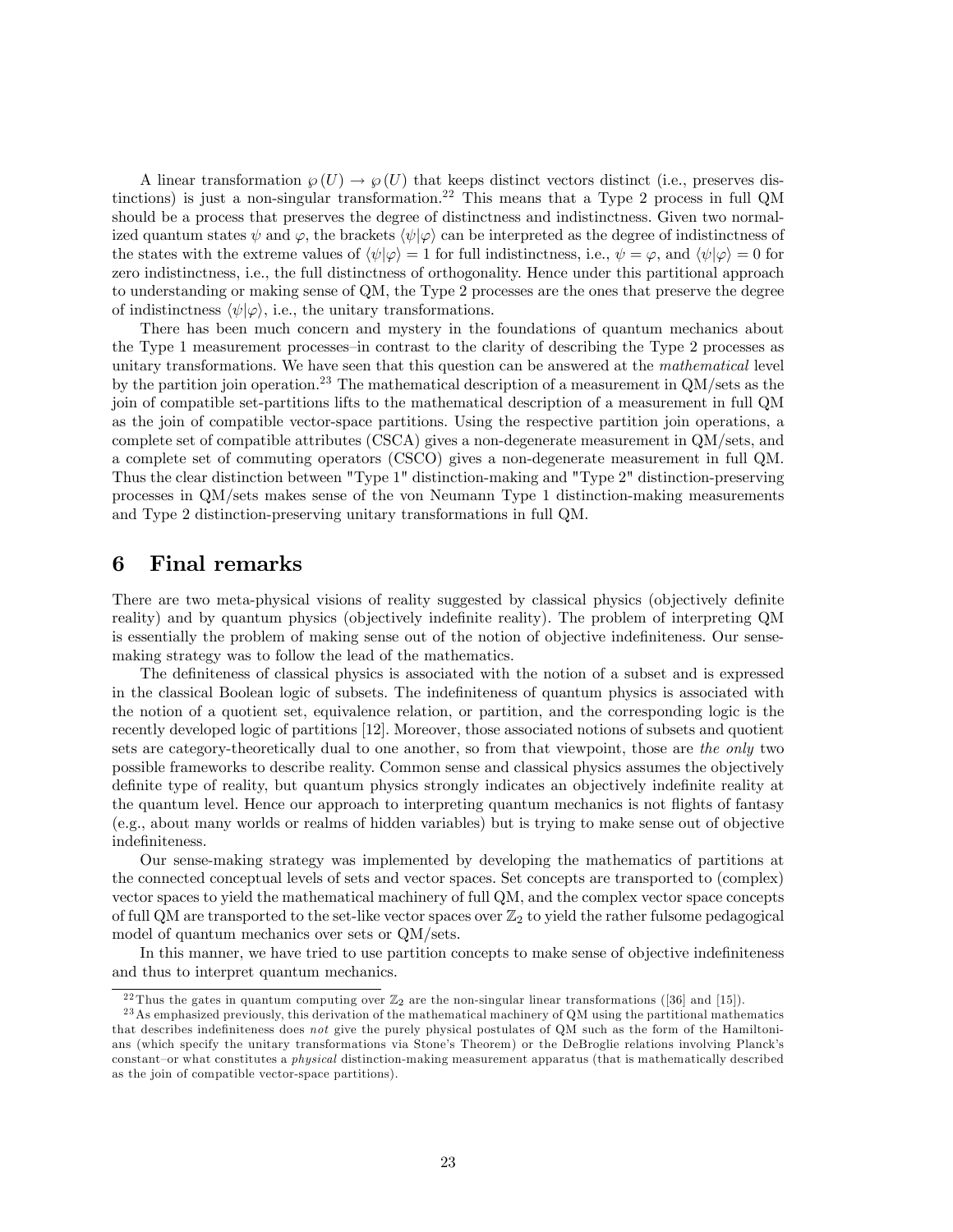A linear transformation $\wp(U) \to \wp(U)$ that keeps distinct vectors distinct (i.e., preserves distinctions) is just a non-singular transformation.[22] This means that a Type 2 process in full QM should be a process that preserves the degree of distinctness and indistinctness. Given two normalized quantum states $\psi$ and $\varphi$, the brackets $\langle\psi|\varphi\rangle$ can be interpreted as the degree of indistinctness of the states with the extreme values of $\langle\psi|\varphi\rangle = 1$ for full indistinctness, i.e., $\psi = \varphi$, and $\langle\psi|\varphi\rangle = 0$ for zero indistinctness, i.e., the full distinctness of orthogonality. Hence under this partitional approach to understanding or making sense of QM, the Type 2 processes are the ones that preserve the degree of indistinctness $\langle\psi|\varphi\rangle$, i.e., the unitary transformations.

There has been much concern and mystery in the foundations of quantum mechanics about the Type 1 measurement processes–in contrast to the clarity of describing the Type 2 processes as unitary transformations. We have seen that this question can be answered at the *mathematical* level by the partition join operation.[23] The mathematical description of a measurement in QM/sets as the join of compatible set-partitions lifts to the mathematical description of a measurement in full QM as the join of compatible vector-space partitions. Using the respective partition join operations, a complete set of compatible attributes (CSCA) gives a non-degenerate measurement in QM/sets, and a complete set of commuting operators (CSCO) gives a non-degenerate measurement in full QM. Thus the clear distinction between "Type 1" distinction-making and "Type 2" distinction-preserving processes in QM/sets makes sense of the von Neumann Type 1 distinction-making measurements and Type 2 distinction-preserving unitary transformations in full QM.

# 6 Final remarks

There are two meta-physical visions of reality suggested by classical physics (objectively definite reality) and by quantum physics (objectively indefinite reality). The problem of interpreting QM is essentially the problem of making sense out of the notion of objective indefiniteness. Our sense-making strategy was to follow the lead of the mathematics.

The definiteness of classical physics is associated with the notion of a subset and is expressed in the classical Boolean logic of subsets. The indefiniteness of quantum physics is associated with the notion of a quotient set, equivalence relation, or partition, and the corresponding logic is the recently developed logic of partitions [12]. Moreover, those associated notions of subsets and quotient sets are category-theoretically dual to one another, so from that viewpoint, those are *the only* two possible frameworks to describe reality. Common sense and classical physics assumes the objectively definite type of reality, but quantum physics strongly indicates an objectively indefinite reality at the quantum level. Hence our approach to interpreting quantum mechanics is not flights of fantasy (e.g., about many worlds or realms of hidden variables) but is trying to make sense out of objective indefiniteness.

Our sense-making strategy was implemented by developing the mathematics of partitions at the connected conceptual levels of sets and vector spaces. Set concepts are transported to (complex) vector spaces to yield the mathematical machinery of full QM, and the complex vector space concepts of full QM are transported to the set-like vector spaces over $\mathbb{Z}_2$ to yield the rather fulsome pedagogical model of quantum mechanics over sets or QM/sets.

In this manner, we have tried to use partition concepts to make sense of objective indefiniteness and thus to interpret quantum mechanics.

[22] Thus the gates in quantum computing over $\mathbb{Z}_2$ are the non-singular linear transformations ([36] and [15]).

[23] As emphasized previously, this derivation of the mathematical machinery of QM using the partitional mathematics that describes indefiniteness does *not* give the purely physical postulates of QM such as the form of the Hamiltonians (which specify the unitary transformations via Stone's Theorem) or the DeBroglie relations involving Planck's constant–or what constitutes a *physical* distinction-making measurement apparatus (that is mathematically described as the join of compatible vector-space partitions).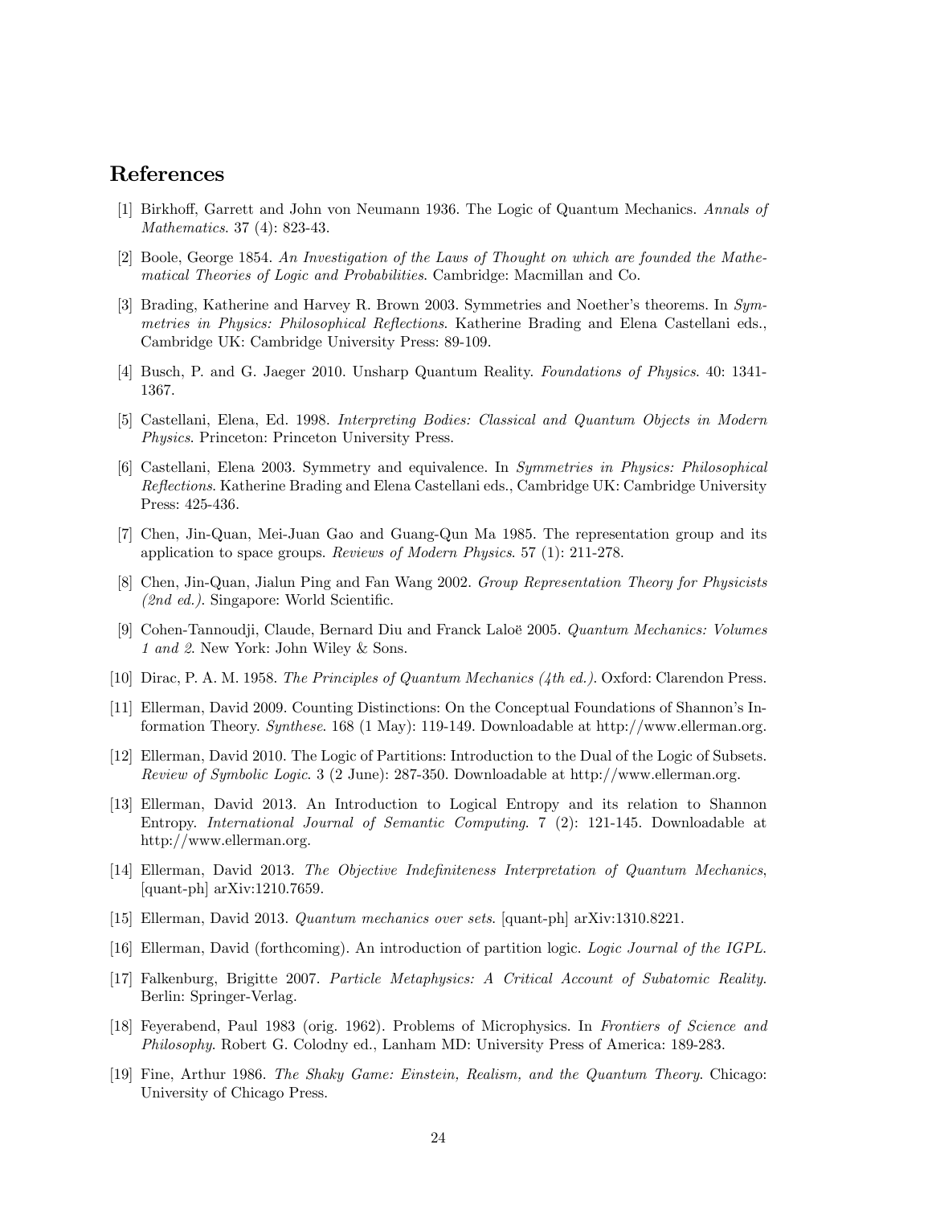## References

[1] Birkhoff, Garrett and John von Neumann 1936. The Logic of Quantum Mechanics. *Annals of Mathematics*. 37 (4): 823-43.

[2] Boole, George 1854. *An Investigation of the Laws of Thought on which are founded the Mathematical Theories of Logic and Probabilities*. Cambridge: Macmillan and Co.

[3] Brading, Katherine and Harvey R. Brown 2003. Symmetries and Noether's theorems. In *Symmetries in Physics: Philosophical Reflections*. Katherine Brading and Elena Castellani eds., Cambridge UK: Cambridge University Press: 89-109.

[4] Busch, P. and G. Jaeger 2010. Unsharp Quantum Reality. *Foundations of Physics*. 40: 1341-1367.

[5] Castellani, Elena, Ed. 1998. *Interpreting Bodies: Classical and Quantum Objects in Modern Physics*. Princeton: Princeton University Press.

[6] Castellani, Elena 2003. Symmetry and equivalence. In *Symmetries in Physics: Philosophical Reflections*. Katherine Brading and Elena Castellani eds., Cambridge UK: Cambridge University Press: 425-436.

[7] Chen, Jin-Quan, Mei-Juan Gao and Guang-Qun Ma 1985. The representation group and its application to space groups. *Reviews of Modern Physics*. 57 (1): 211-278.

[8] Chen, Jin-Quan, Jialun Ping and Fan Wang 2002. *Group Representation Theory for Physicists (2nd ed.)*. Singapore: World Scientific.

[9] Cohen-Tannoudji, Claude, Bernard Diu and Franck Laloë 2005. *Quantum Mechanics: Volumes 1 and 2*. New York: John Wiley & Sons.

[10] Dirac, P. A. M. 1958. *The Principles of Quantum Mechanics (4th ed.)*. Oxford: Clarendon Press.

[11] Ellerman, David 2009. Counting Distinctions: On the Conceptual Foundations of Shannon's Information Theory. *Synthese*. 168 (1 May): 119-149. Downloadable at http://www.ellerman.org.

[12] Ellerman, David 2010. The Logic of Partitions: Introduction to the Dual of the Logic of Subsets. *Review of Symbolic Logic*. 3 (2 June): 287-350. Downloadable at http://www.ellerman.org.

[13] Ellerman, David 2013. An Introduction to Logical Entropy and its relation to Shannon Entropy. *International Journal of Semantic Computing*. 7 (2): 121-145. Downloadable at http://www.ellerman.org.

[14] Ellerman, David 2013. *The Objective Indefiniteness Interpretation of Quantum Mechanics*, [quant-ph] arXiv:1210.7659.

[15] Ellerman, David 2013. *Quantum mechanics over sets*. [quant-ph] arXiv:1310.8221.

[16] Ellerman, David (forthcoming). An introduction of partition logic. *Logic Journal of the IGPL*.

[17] Falkenburg, Brigitte 2007. *Particle Metaphysics: A Critical Account of Subatomic Reality*. Berlin: Springer-Verlag.

[18] Feyerabend, Paul 1983 (orig. 1962). Problems of Microphysics. In *Frontiers of Science and Philosophy*. Robert G. Colodny ed., Lanham MD: University Press of America: 189-283.

[19] Fine, Arthur 1986. *The Shaky Game: Einstein, Realism, and the Quantum Theory*. Chicago: University of Chicago Press.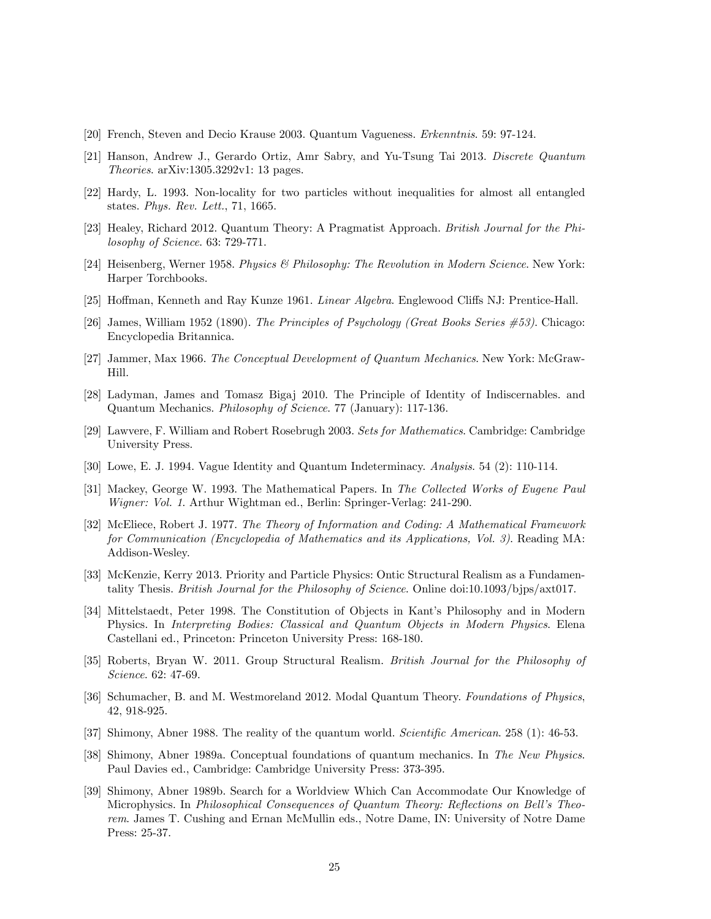[20] French, Steven and Decio Krause 2003. Quantum Vagueness. *Erkenntnis*. 59: 97-124.

[21] Hanson, Andrew J., Gerardo Ortiz, Amr Sabry, and Yu-Tsung Tai 2013. *Discrete Quantum Theories*. arXiv:1305.3292v1: 13 pages.

[22] Hardy, L. 1993. Non-locality for two particles without inequalities for almost all entangled states. *Phys. Rev. Lett.*, 71, 1665.

[23] Healey, Richard 2012. Quantum Theory: A Pragmatist Approach. *British Journal for the Philosophy of Science*. 63: 729-771.

[24] Heisenberg, Werner 1958. *Physics & Philosophy: The Revolution in Modern Science*. New York: Harper Torchbooks.

[25] Hoffman, Kenneth and Ray Kunze 1961. *Linear Algebra*. Englewood Cliffs NJ: Prentice-Hall.

[26] James, William 1952 (1890). *The Principles of Psychology (Great Books Series #53)*. Chicago: Encyclopedia Britannica.

[27] Jammer, Max 1966. *The Conceptual Development of Quantum Mechanics*. New York: McGraw-Hill.

[28] Ladyman, James and Tomasz Bigaj 2010. The Principle of Identity of Indiscernables. and Quantum Mechanics. *Philosophy of Science*. 77 (January): 117-136.

[29] Lawvere, F. William and Robert Rosebrugh 2003. *Sets for Mathematics*. Cambridge: Cambridge University Press.

[30] Lowe, E. J. 1994. Vague Identity and Quantum Indeterminacy. *Analysis*. 54 (2): 110-114.

[31] Mackey, George W. 1993. The Mathematical Papers. In *The Collected Works of Eugene Paul Wigner: Vol. 1*. Arthur Wightman ed., Berlin: Springer-Verlag: 241-290.

[32] McEliece, Robert J. 1977. *The Theory of Information and Coding: A Mathematical Framework for Communication (Encyclopedia of Mathematics and its Applications, Vol. 3)*. Reading MA: Addison-Wesley.

[33] McKenzie, Kerry 2013. Priority and Particle Physics: Ontic Structural Realism as a Fundamentality Thesis. *British Journal for the Philosophy of Science*. Online doi:10.1093/bjps/axt017.

[34] Mittelstaedt, Peter 1998. The Constitution of Objects in Kant's Philosophy and in Modern Physics. In *Interpreting Bodies: Classical and Quantum Objects in Modern Physics*. Elena Castellani ed., Princeton: Princeton University Press: 168-180.

[35] Roberts, Bryan W. 2011. Group Structural Realism. *British Journal for the Philosophy of Science*. 62: 47-69.

[36] Schumacher, B. and M. Westmoreland 2012. Modal Quantum Theory. *Foundations of Physics*, 42, 918-925.

[37] Shimony, Abner 1988. The reality of the quantum world. *Scientific American*. 258 (1): 46-53.

[38] Shimony, Abner 1989a. Conceptual foundations of quantum mechanics. In *The New Physics*. Paul Davies ed., Cambridge: Cambridge University Press: 373-395.

[39] Shimony, Abner 1989b. Search for a Worldview Which Can Accommodate Our Knowledge of Microphysics. In *Philosophical Consequences of Quantum Theory: Reflections on Bell's Theorem*. James T. Cushing and Ernan McMullin eds., Notre Dame, IN: University of Notre Dame Press: 25-37.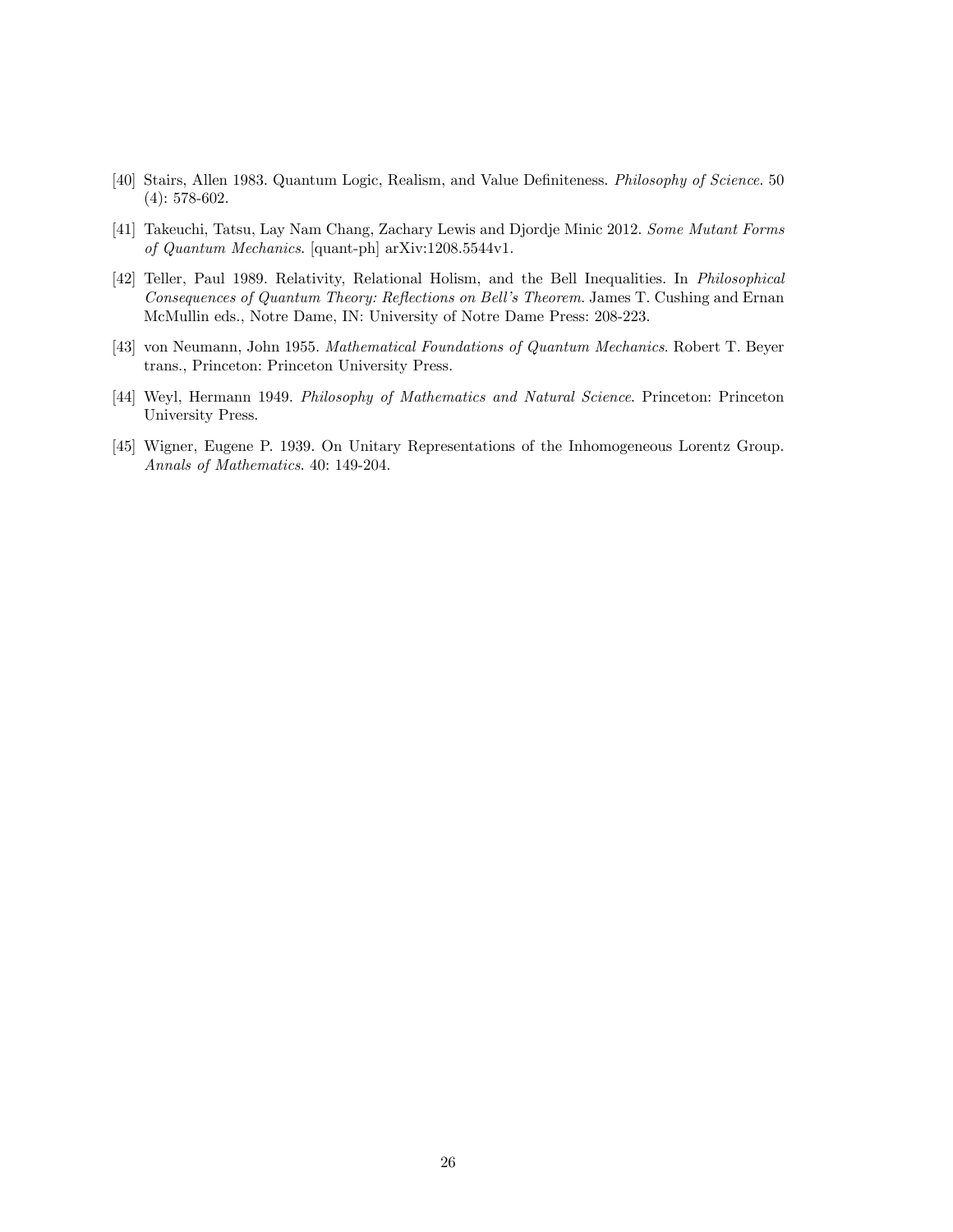[40] Stairs, Allen 1983. Quantum Logic, Realism, and Value Definiteness. *Philosophy of Science*. 50 (4): 578-602.

[41] Takeuchi, Tatsu, Lay Nam Chang, Zachary Lewis and Djordje Minic 2012. *Some Mutant Forms of Quantum Mechanics*. [quant-ph] arXiv:1208.5544v1.

[42] Teller, Paul 1989. Relativity, Relational Holism, and the Bell Inequalities. In *Philosophical Consequences of Quantum Theory: Reflections on Bell's Theorem*. James T. Cushing and Ernan McMullin eds., Notre Dame, IN: University of Notre Dame Press: 208-223.

[43] von Neumann, John 1955. *Mathematical Foundations of Quantum Mechanics*. Robert T. Beyer trans., Princeton: Princeton University Press.

[44] Weyl, Hermann 1949. *Philosophy of Mathematics and Natural Science*. Princeton: Princeton University Press.

[45] Wigner, Eugene P. 1939. On Unitary Representations of the Inhomogeneous Lorentz Group. *Annals of Mathematics*. 40: 149-204.